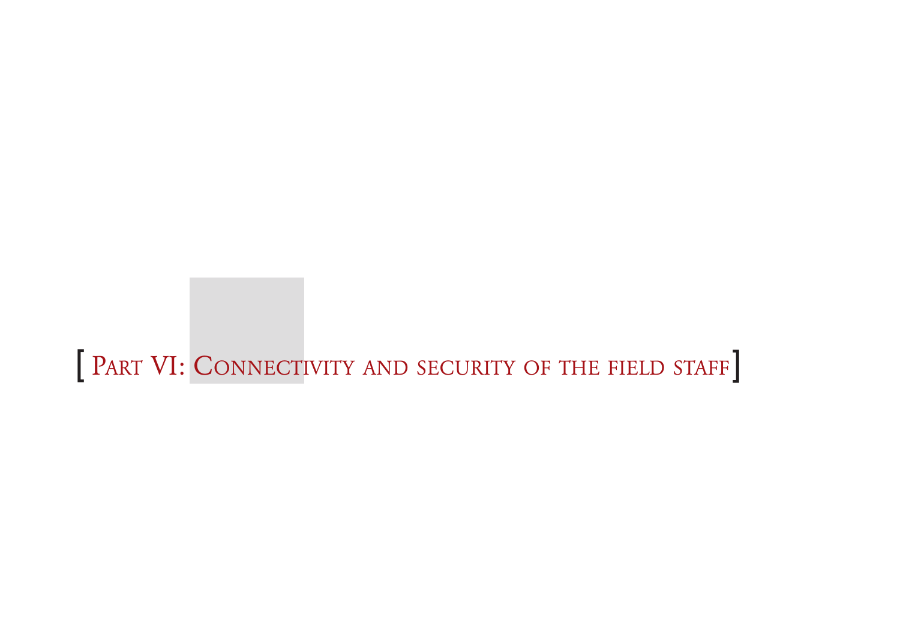# [ Part VI: Connectivity and security of the field staff ]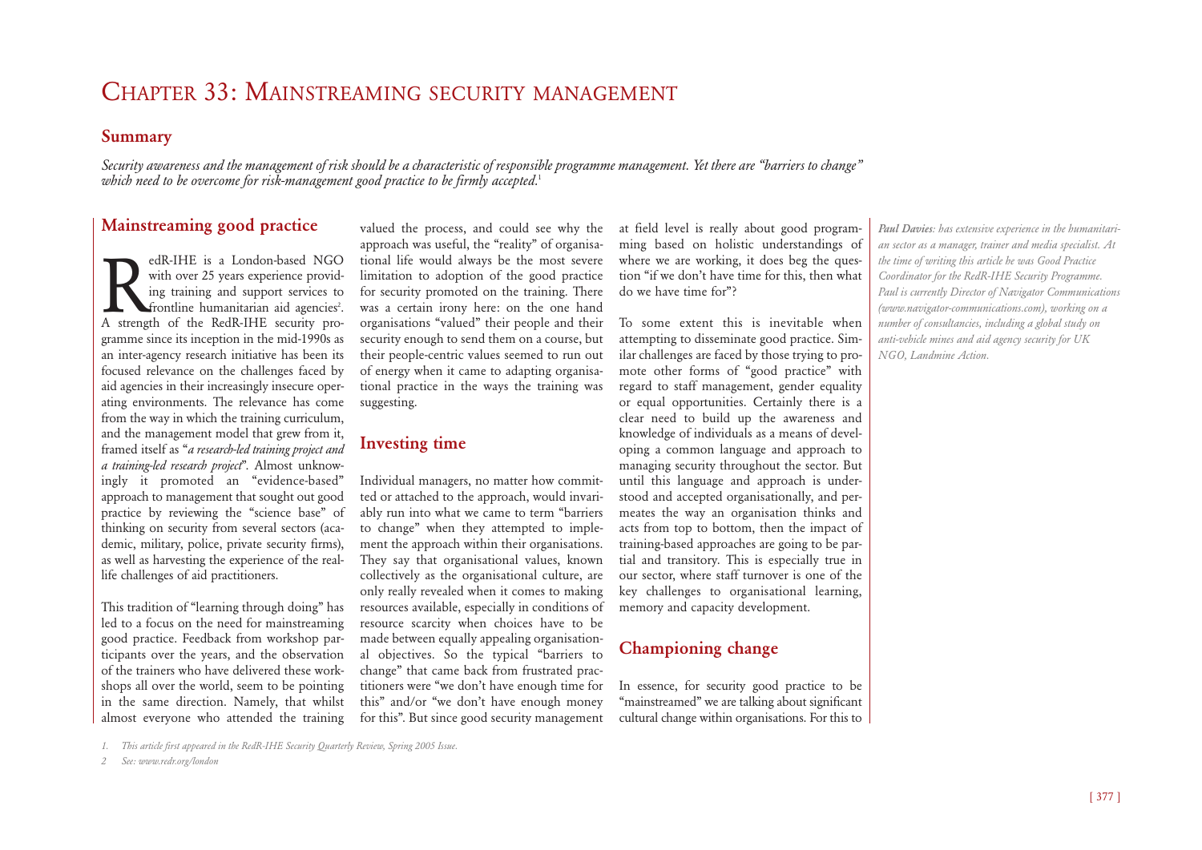# Chapter 33: Mainstreaming security management

## Summary

*Security awareness and the management of risk should be a characteristic of responsible programme management. Yet there are "barriers to change" which need to be overcome for risk-management good practice to be firmly accepted.*[1]

*Paul Davies: has extensive experience in the humanitarian sector as a manager, trainer and media specialist. At the time of writing this article he was Good Practice Coordinator for the RedR-IHE Security Programme. Paul is currently Director of Navigator Communications (www.navigator-communications.com), working on a number of consultancies, including a global study on anti-vehicle mines and aid agency security for UK NGO, Landmine Action.*

## Mainstreaming good practice

RedR-IHE is a London-based NGO with over 25 years experience providing training and support services to frontline humanitarian aid agencies[2]. A strength of the RedR-IHE security programme since its inception in the mid-1990s as an inter-agency research initiative has been its focused relevance on the challenges faced by aid agencies in their increasingly insecure operating environments. The relevance has come from the way in which the training curriculum, and the management model that grew from it, framed itself as "*a research-led training project and a training-led research project*". Almost unknowingly it promoted an "evidence-based" approach to management that sought out good practice by reviewing the "science base" of thinking on security from several sectors (academic, military, police, private security firms), as well as harvesting the experience of the real-life challenges of aid practitioners.

This tradition of "learning through doing" has led to a focus on the need for mainstreaming good practice. Feedback from workshop participants over the years, and the observation of the trainers who have delivered these workshops all over the world, seem to be pointing in the same direction. Namely, that whilst almost everyone who attended the training valued the process, and could see why the approach was useful, the "reality" of organisational life would always be the most severe limitation to adoption of the good practice for security promoted on the training. There was a certain irony here: on the one hand organisations "valued" their people and their security enough to send them on a course, but their people-centric values seemed to run out of energy when it came to adapting organisational practice in the ways the training was suggesting.

## Investing time

Individual managers, no matter how committed or attached to the approach, would invariably run into what we came to term "barriers to change" when they attempted to implement the approach within their organisations. They say that organisational values, known collectively as the organisational culture, are only really revealed when it comes to making resources available, especially in conditions of resource scarcity when choices have to be made between equally appealing organisational objectives. So the typical "barriers to change" that came back from frustrated practitioners were "we don't have enough time for this" and/or "we don't have enough money for this". But since good security management at field level is really about good programming based on holistic understandings of where we are working, it does beg the question "if we don't have time for this, then what do we have time for"?

To some extent this is inevitable when attempting to disseminate good practice. Similar challenges are faced by those trying to promote other forms of "good practice" with regard to staff management, gender equality or equal opportunities. Certainly there is a clear need to build up the awareness and knowledge of individuals as a means of developing a common language and approach to managing security throughout the sector. But until this language and approach is understood and accepted organisationally, and permeates the way an organisation thinks and acts from top to bottom, then the impact of training-based approaches are going to be partial and transitory. This is especially true in our sector, where staff turnover is one of the key challenges to organisational learning, memory and capacity development.

## Championing change

In essence, for security good practice to be "mainstreamed" we are talking about significant cultural change within organisations. For this to

---

1. *This article first appeared in the RedR-IHE Security Quarterly Review, Spring 2005 Issue.*
2. *See: www.redr.org/london*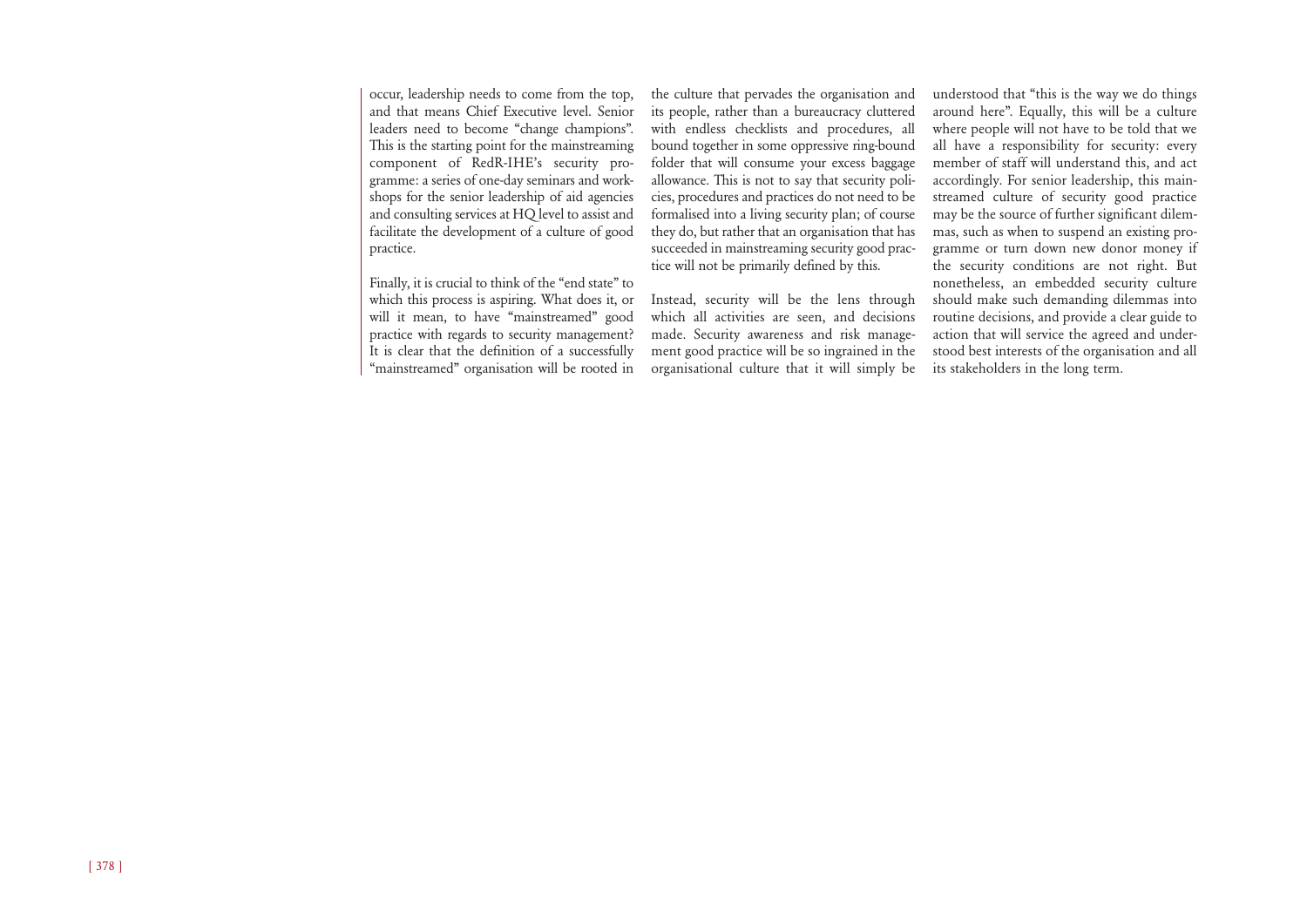occur, leadership needs to come from the top, and that means Chief Executive level. Senior leaders need to become "change champions". This is the starting point for the mainstreaming component of RedR-IHE's security programme: a series of one-day seminars and workshops for the senior leadership of aid agencies and consulting services at HQ level to assist and facilitate the development of a culture of good practice.

Finally, it is crucial to think of the "end state" to which this process is aspiring. What does it, or will it mean, to have "mainstreamed" good practice with regards to security management? It is clear that the definition of a successfully "mainstreamed" organisation will be rooted in the culture that pervades the organisation and its people, rather than a bureaucracy cluttered with endless checklists and procedures, all bound together in some oppressive ring-bound folder that will consume your excess baggage allowance. This is not to say that security policies, procedures and practices do not need to be formalised into a living security plan; of course they do, but rather that an organisation that has succeeded in mainstreaming security good practice will not be primarily defined by this.

Instead, security will be the lens through which all activities are seen, and decisions made. Security awareness and risk management good practice will be so ingrained in the organisational culture that it will simply be understood that "this is the way we do things around here". Equally, this will be a culture where people will not have to be told that we all have a responsibility for security: every member of staff will understand this, and act accordingly. For senior leadership, this mainstreamed culture of security good practice may be the source of further significant dilemmas, such as when to suspend an existing programme or turn down new donor money if the security conditions are not right. But nonetheless, an embedded security culture should make such demanding dilemmas into routine decisions, and provide a clear guide to action that will service the agreed and understood best interests of the organisation and all its stakeholders in the long term.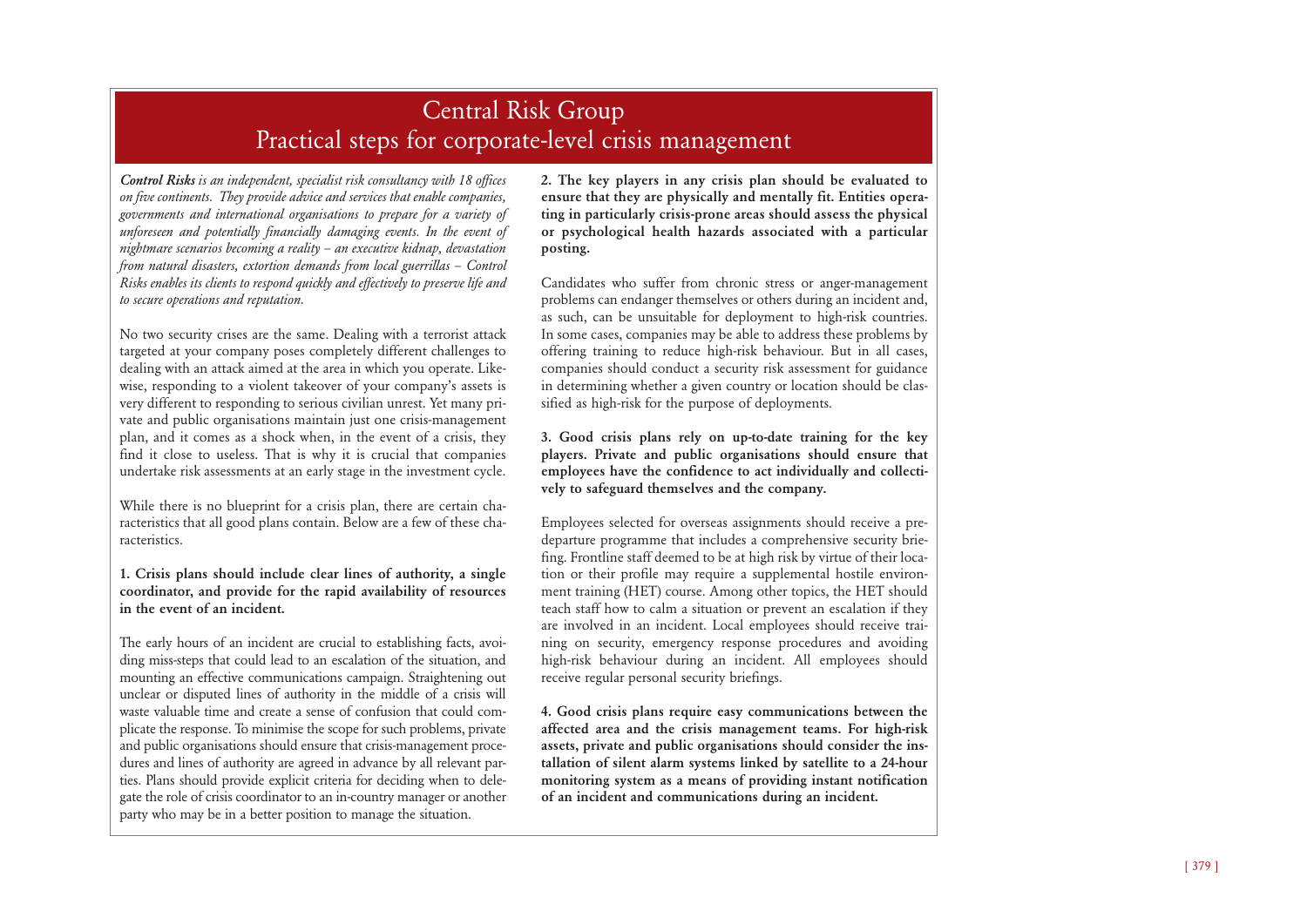# Central Risk Group

## Practical steps for corporate-level crisis management

***Control Risks** is an independent, specialist risk consultancy with 18 offices on five continents. They provide advice and services that enable companies, governments and international organisations to prepare for a variety of unforeseen and potentially financially damaging events. In the event of nightmare scenarios becoming a reality – an executive kidnap, devastation from natural disasters, extortion demands from local guerrillas – Control Risks enables its clients to respond quickly and effectively to preserve life and to secure operations and reputation.*

No two security crises are the same. Dealing with a terrorist attack targeted at your company poses completely different challenges to dealing with an attack aimed at the area in which you operate. Likewise, responding to a violent takeover of your company's assets is very different to responding to serious civilian unrest. Yet many private and public organisations maintain just one crisis-management plan, and it comes as a shock when, in the event of a crisis, they find it close to useless. That is why it is crucial that companies undertake risk assessments at an early stage in the investment cycle.

While there is no blueprint for a crisis plan, there are certain characteristics that all good plans contain. Below are a few of these characteristics.

**1. Crisis plans should include clear lines of authority, a single coordinator, and provide for the rapid availability of resources in the event of an incident.**

The early hours of an incident are crucial to establishing facts, avoiding miss-steps that could lead to an escalation of the situation, and mounting an effective communications campaign. Straightening out unclear or disputed lines of authority in the middle of a crisis will waste valuable time and create a sense of confusion that could complicate the response. To minimise the scope for such problems, private and public organisations should ensure that crisis-management procedures and lines of authority are agreed in advance by all relevant parties. Plans should provide explicit criteria for deciding when to delegate the role of crisis coordinator to an in-country manager or another party who may be in a better position to manage the situation.

**2. The key players in any crisis plan should be evaluated to ensure that they are physically and mentally fit. Entities operating in particularly crisis-prone areas should assess the physical or psychological health hazards associated with a particular posting.**

Candidates who suffer from chronic stress or anger-management problems can endanger themselves or others during an incident and, as such, can be unsuitable for deployment to high-risk countries. In some cases, companies may be able to address these problems by offering training to reduce high-risk behaviour. But in all cases, companies should conduct a security risk assessment for guidance in determining whether a given country or location should be classified as high-risk for the purpose of deployments.

**3. Good crisis plans rely on up-to-date training for the key players. Private and public organisations should ensure that employees have the confidence to act individually and collectively to safeguard themselves and the company.**

Employees selected for overseas assignments should receive a pre-departure programme that includes a comprehensive security briefing. Frontline staff deemed to be at high risk by virtue of their location or their profile may require a supplemental hostile environment training (HET) course. Among other topics, the HET should teach staff how to calm a situation or prevent an escalation if they are involved in an incident. Local employees should receive training on security, emergency response procedures and avoiding high-risk behaviour during an incident. All employees should receive regular personal security briefings.

**4. Good crisis plans require easy communications between the affected area and the crisis management teams. For high-risk assets, private and public organisations should consider the installation of silent alarm systems linked by satellite to a 24-hour monitoring system as a means of providing instant notification of an incident and communications during an incident.**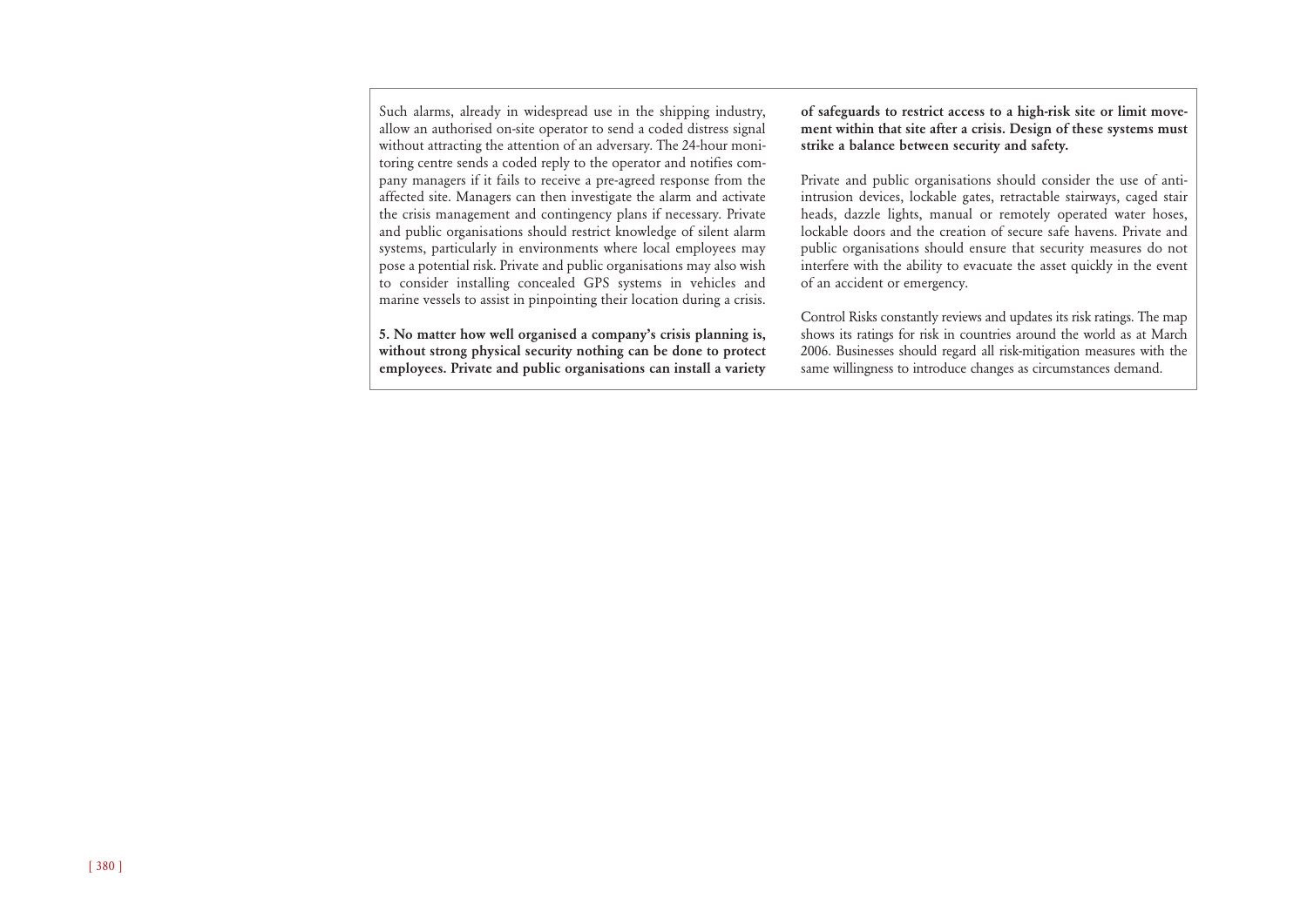Such alarms, already in widespread use in the shipping industry, allow an authorised on-site operator to send a coded distress signal without attracting the attention of an adversary. The 24-hour monitoring centre sends a coded reply to the operator and notifies company managers if it fails to receive a pre-agreed response from the affected site. Managers can then investigate the alarm and activate the crisis management and contingency plans if necessary. Private and public organisations should restrict knowledge of silent alarm systems, particularly in environments where local employees may pose a potential risk. Private and public organisations may also wish to consider installing concealed GPS systems in vehicles and marine vessels to assist in pinpointing their location during a crisis.

**5. No matter how well organised a company's crisis planning is, without strong physical security nothing can be done to protect employees. Private and public organisations can install a variety of safeguards to restrict access to a high-risk site or limit movement within that site after a crisis. Design of these systems must strike a balance between security and safety.**

Private and public organisations should consider the use of anti-intrusion devices, lockable gates, retractable stairways, caged stair heads, dazzle lights, manual or remotely operated water hoses, lockable doors and the creation of secure safe havens. Private and public organisations should ensure that security measures do not interfere with the ability to evacuate the asset quickly in the event of an accident or emergency.

Control Risks constantly reviews and updates its risk ratings. The map shows its ratings for risk in countries around the world as at March 2006. Businesses should regard all risk-mitigation measures with the same willingness to introduce changes as circumstances demand.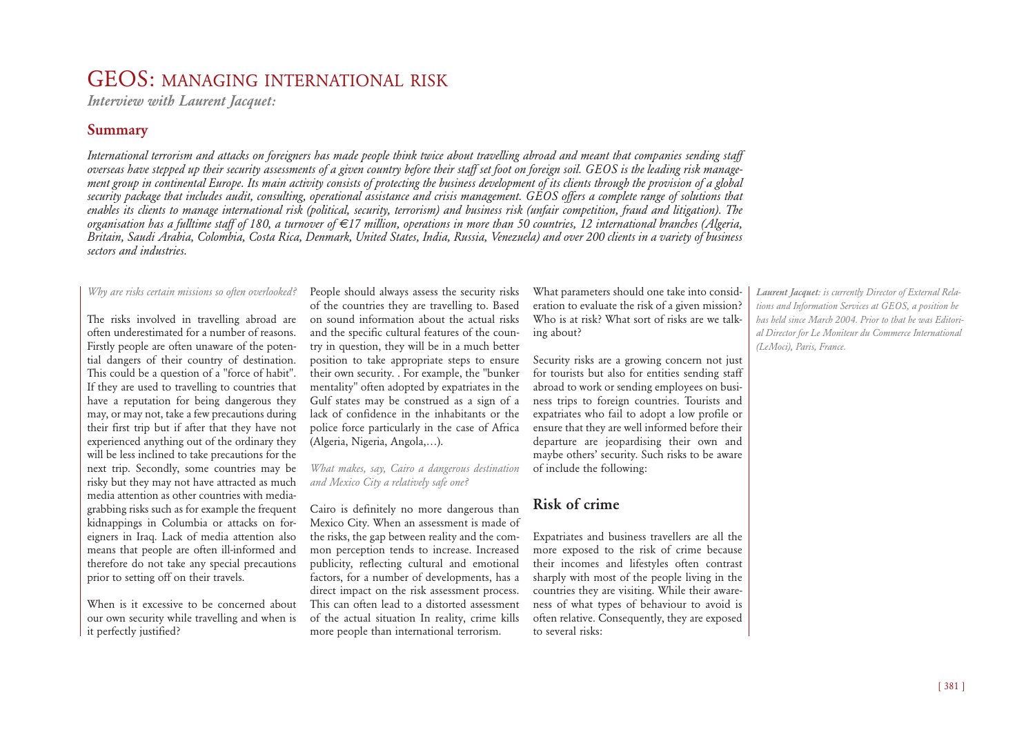# GEOS: MANAGING INTERNATIONAL RISK

*Interview with Laurent Jacquet:*

## Summary

*International terrorism and attacks on foreigners has made people think twice about travelling abroad and meant that companies sending staff overseas have stepped up their security assessments of a given country before their staff set foot on foreign soil. GEOS is the leading risk management group in continental Europe. Its main activity consists of protecting the business development of its clients through the provision of a global security package that includes audit, consulting, operational assistance and crisis management. GEOS offers a complete range of solutions that enables its clients to manage international risk (political, security, terrorism) and business risk (unfair competition, fraud and litigation). The organisation has a fulltime staff of 180, a turnover of €17 million, operations in more than 50 countries, 12 international branches (Algeria, Britain, Saudi Arabia, Colombia, Costa Rica, Denmark, United States, India, Russia, Venezuela) and over 200 clients in a variety of business sectors and industries.*

*Why are risks certain missions so often overlooked?*

The risks involved in travelling abroad are often underestimated for a number of reasons. Firstly people are often unaware of the potential dangers of their country of destination. This could be a question of a "force of habit". If they are used to travelling to countries that have a reputation for being dangerous they may, or may not, take a few precautions during their first trip but if after that they have not experienced anything out of the ordinary they will be less inclined to take precautions for the next trip. Secondly, some countries may be risky but they may not have attracted as much media attention as other countries with media-grabbing risks such as for example the frequent kidnappings in Columbia or attacks on foreigners in Iraq. Lack of media attention also means that people are often ill-informed and therefore do not take any special precautions prior to setting off on their travels.

When is it excessive to be concerned about our own security while travelling and when is it perfectly justified?

People should always assess the security risks of the countries they are travelling to. Based on sound information about the actual risks and the specific cultural features of the country in question, they will be in a much better position to take appropriate steps to ensure their own security. . For example, the "bunker mentality" often adopted by expatriates in the Gulf states may be construed as a sign of a lack of confidence in the inhabitants or the police force particularly in the case of Africa (Algeria, Nigeria, Angola,…).

*What makes, say, Cairo a dangerous destination and Mexico City a relatively safe one?*

Cairo is definitely no more dangerous than Mexico City. When an assessment is made of the risks, the gap between reality and the common perception tends to increase. Increased publicity, reflecting cultural and emotional factors, for a number of developments, has a direct impact on the risk assessment process. This can often lead to a distorted assessment of the actual situation In reality, crime kills more people than international terrorism.

What parameters should one take into consideration to evaluate the risk of a given mission? Who is at risk? What sort of risks are we talking about?

Security risks are a growing concern not just for tourists but also for entities sending staff abroad to work or sending employees on business trips to foreign countries. Tourists and expatriates who fail to adopt a low profile or ensure that they are well informed before their departure are jeopardising their own and maybe others' security. Such risks to be aware of include the following:

## Risk of crime

Expatriates and business travellers are all the more exposed to the risk of crime because their incomes and lifestyles often contrast sharply with most of the people living in the countries they are visiting. While their awareness of what types of behaviour to avoid is often relative. Consequently, they are exposed to several risks:

***Laurent Jacquet**: is currently Director of External Relations and Information Services at GEOS, a position he has held since March 2004. Prior to that he was Editorial Director for Le Moniteur du Commerce International (LeMoci), Paris, France.*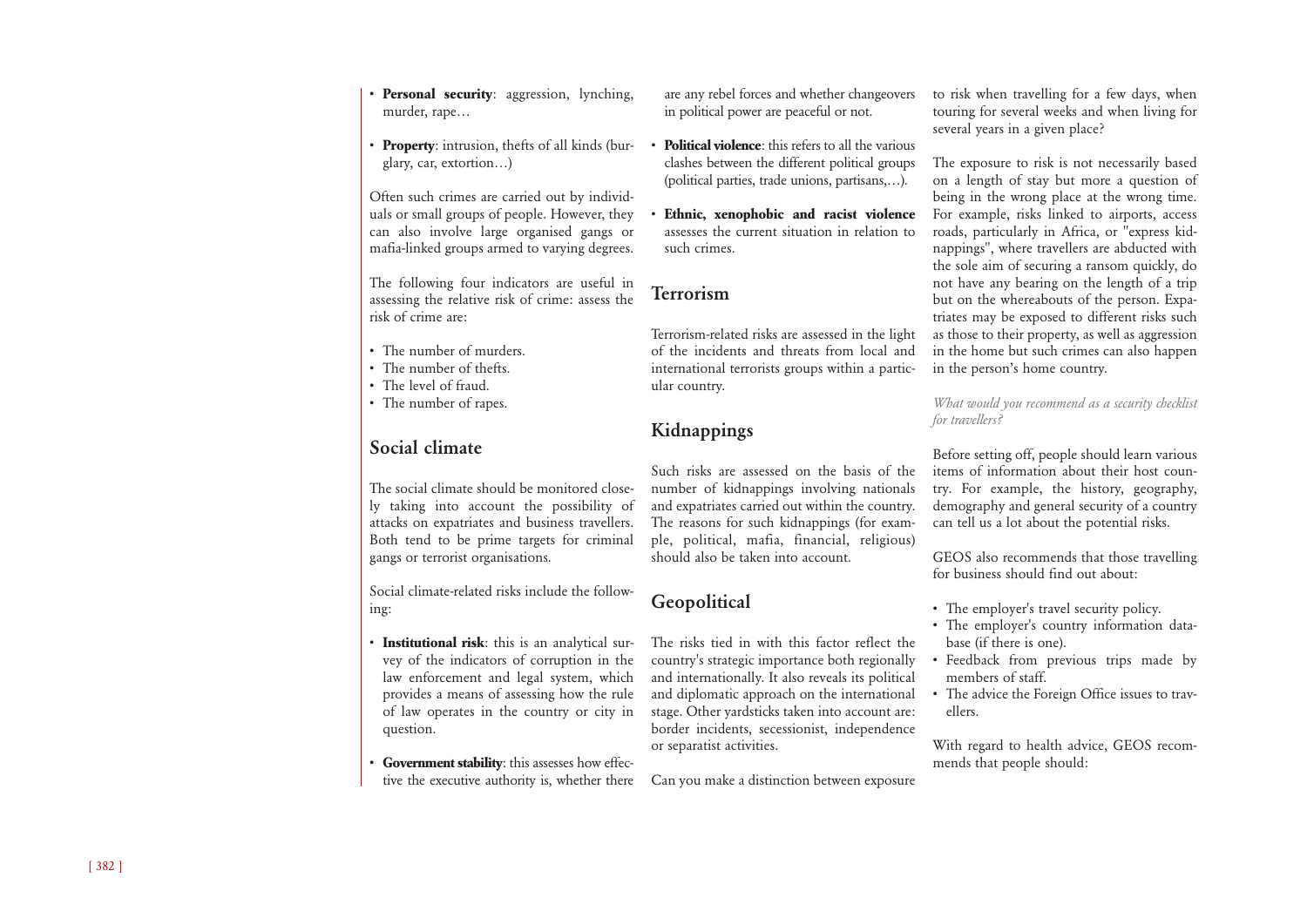- **Personal security**: aggression, lynching, murder, rape…
- **Property**: intrusion, thefts of all kinds (burglary, car, extortion…)

Often such crimes are carried out by individuals or small groups of people. However, they can also involve large organised gangs or mafia-linked groups armed to varying degrees.

The following four indicators are useful in assessing the relative risk of crime: assess the risk of crime are:

- The number of murders.
- The number of thefts.
- The level of fraud.
- The number of rapes.

## Social climate

The social climate should be monitored closely taking into account the possibility of attacks on expatriates and business travellers. Both tend to be prime targets for criminal gangs or terrorist organisations.

Social climate-related risks include the following:

- **Institutional risk**: this is an analytical survey of the indicators of corruption in the law enforcement and legal system, which provides a means of assessing how the rule of law operates in the country or city in question.
- **Government stability**: this assesses how effective the executive authority is, whether there are any rebel forces and whether changeovers in political power are peaceful or not.
- **Political violence**: this refers to all the various clashes between the different political groups (political parties, trade unions, partisans,…).
- **Ethnic, xenophobic and racist violence** assesses the current situation in relation to such crimes.

## Terrorism

Terrorism-related risks are assessed in the light of the incidents and threats from local and international terrorists groups within a particular country.

## Kidnappings

Such risks are assessed on the basis of the number of kidnappings involving nationals and expatriates carried out within the country. The reasons for such kidnappings (for example, political, mafia, financial, religious) should also be taken into account.

## Geopolitical

The risks tied in with this factor reflect the country's strategic importance both regionally and internationally. It also reveals its political and diplomatic approach on the international stage. Other yardsticks taken into account are: border incidents, secessionist, independence or separatist activities.

Can you make a distinction between exposure to risk when travelling for a few days, when touring for several weeks and when living for several years in a given place?

The exposure to risk is not necessarily based on a length of stay but more a question of being in the wrong place at the wrong time. For example, risks linked to airports, access roads, particularly in Africa, or "express kidnappings", where travellers are abducted with the sole aim of securing a ransom quickly, do not have any bearing on the length of a trip but on the whereabouts of the person. Expatriates may be exposed to different risks such as those to their property, as well as aggression in the home but such crimes can also happen in the person's home country.

*What would you recommend as a security checklist for travellers?*

Before setting off, people should learn various items of information about their host country. For example, the history, geography, demography and general security of a country can tell us a lot about the potential risks.

GEOS also recommends that those travelling for business should find out about:

- The employer's travel security policy.
- The employer's country information database (if there is one).
- Feedback from previous trips made by members of staff.
- The advice the Foreign Office issues to travellers.

With regard to health advice, GEOS recommends that people should: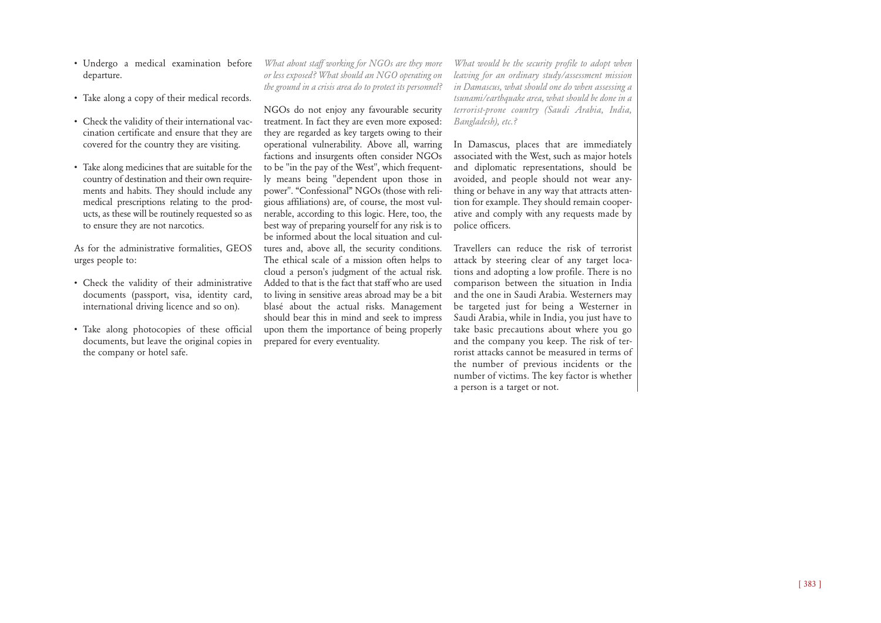- Undergo a medical examination before departure.
- Take along a copy of their medical records.
- Check the validity of their international vaccination certificate and ensure that they are covered for the country they are visiting.
- Take along medicines that are suitable for the country of destination and their own requirements and habits. They should include any medical prescriptions relating to the products, as these will be routinely requested so as to ensure they are not narcotics.

As for the administrative formalities, GEOS urges people to:

- Check the validity of their administrative documents (passport, visa, identity card, international driving licence and so on).
- Take along photocopies of these official documents, but leave the original copies in the company or hotel safe.

*What about staff working for NGOs are they more or less exposed? What should an NGO operating on the ground in a crisis area do to protect its personnel?*

NGOs do not enjoy any favourable security treatment. In fact they are even more exposed: they are regarded as key targets owing to their operational vulnerability. Above all, warring factions and insurgents often consider NGOs to be "in the pay of the West", which frequently means being "dependent upon those in power". "Confessional" NGOs (those with religious affiliations) are, of course, the most vulnerable, according to this logic. Here, too, the best way of preparing yourself for any risk is to be informed about the local situation and cultures and, above all, the security conditions. The ethical scale of a mission often helps to cloud a person's judgment of the actual risk. Added to that is the fact that staff who are used to living in sensitive areas abroad may be a bit blasé about the actual risks. Management should bear this in mind and seek to impress upon them the importance of being properly prepared for every eventuality.

*What would be the security profile to adopt when leaving for an ordinary study/assessment mission in Damascus, what should one do when assessing a tsunami/earthquake area, what should be done in a terrorist-prone country (Saudi Arabia, India, Bangladesh), etc.?*

In Damascus, places that are immediately associated with the West, such as major hotels and diplomatic representations, should be avoided, and people should not wear anything or behave in any way that attracts attention for example. They should remain cooperative and comply with any requests made by police officers.

Travellers can reduce the risk of terrorist attack by steering clear of any target locations and adopting a low profile. There is no comparison between the situation in India and the one in Saudi Arabia. Westerners may be targeted just for being a Westerner in Saudi Arabia, while in India, you just have to take basic precautions about where you go and the company you keep. The risk of terrorist attacks cannot be measured in terms of the number of previous incidents or the number of victims. The key factor is whether a person is a target or not.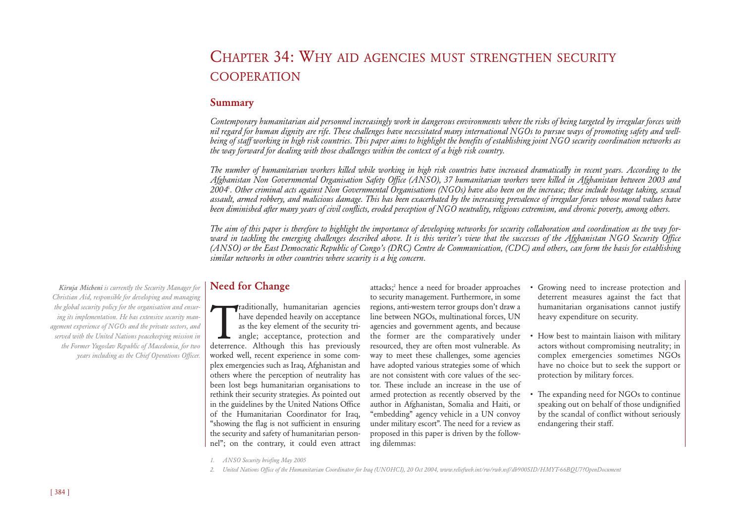# Chapter 34: Why aid agencies must strengthen security cooperation

## Summary

*Contemporary humanitarian aid personnel increasingly work in dangerous environments where the risks of being targeted by irregular forces with nil regard for human dignity are rife. These challenges have necessitated many international NGOs to pursue ways of promoting safety and well-being of staff working in high risk countries. This paper aims to highlight the benefits of establishing joint NGO security coordination networks as the way forward for dealing with those challenges within the context of a high risk country.*

*The number of humanitarian workers killed while working in high risk countries have increased dramatically in recent years. According to the Afghanistan Non Governmental Organisation Safety Office (ANSO), 37 humanitarian workers were killed in Afghanistan between 2003 and 2004*[1]*. Other criminal acts against Non Governmental Organisations (NGOs) have also been on the increase; these include hostage taking, sexual assault, armed robbery, and malicious damage. This has been exacerbated by the increasing prevalence of irregular forces whose moral values have been diminished after many years of civil conflicts, eroded perception of NGO neutrality, religious extremism, and chronic poverty, among others.*

*The aim of this paper is therefore to highlight the importance of developing networks for security collaboration and coordination as the way forward in tackling the emerging challenges described above. It is this writer's view that the successes of the Afghanistan NGO Security Office (ANSO) or the East Democratic Republic of Congo's (DRC) Centre de Communication, (CDC) and others, can form the basis for establishing similar networks in other countries where security is a big concern.*

***Kiruja Micheni** is currently the Security Manager for Christian Aid, responsible for developing and managing the global security policy for the organisation and ensuring its implementation. He has extensive security management experience of NGOs and the private sectors, and served with the United Nations peacekeeping mission in the Former Yugoslav Republic of Macedonia, for two years including as the Chief Operations Officer.*

## Need for Change

Traditionally, humanitarian agencies have depended heavily on acceptance as the key element of the security triangle; acceptance, protection and deterrence. Although this has previously worked well, recent experience in some complex emergencies such as Iraq, Afghanistan and others where the perception of neutrality has been lost begs humanitarian organisations to rethink their security strategies. As pointed out in the guidelines by the United Nations Office of the Humanitarian Coordinator for Iraq, "showing the flag is not sufficient in ensuring the security and safety of humanitarian personnel"; on the contrary, it could even attract attacks;[2] hence a need for broader approaches to security management. Furthermore, in some regions, anti-western terror groups don't draw a line between NGOs, multinational forces, UN agencies and government agents, and because the former are the comparatively under resourced, they are often most vulnerable. As way to meet these challenges, some agencies have adopted various strategies some of which are not consistent with core values of the sector. These include an increase in the use of armed protection as recently observed by the author in Afghanistan, Somalia and Haiti, or "embedding" agency vehicle in a UN convoy under military escort". The need for a review as proposed in this paper is driven by the following dilemmas:

- Growing need to increase protection and deterrent measures against the fact that humanitarian organisations cannot justify heavy expenditure on security.
- How best to maintain liaison with military actors without compromising neutrality; in complex emergencies sometimes NGOs have no choice but to seek the support or protection by military forces.
- The expanding need for NGOs to continue speaking out on behalf of those undignified by the scandal of conflict without seriously endangering their staff.

*1. ANSO Security briefing May 2005*

*2. United Nations Office of the Humanitarian Coordinator for Iraq (UNOHCI), 20 Oct 2004, www.reliefweb.int/rw/rwb.nsf/db900SID/HMYT-66BQU7?OpenDocument*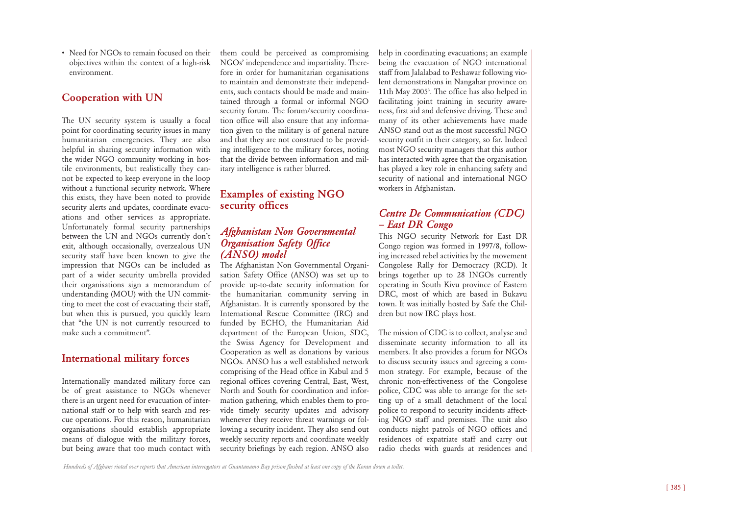- Need for NGOs to remain focused on their objectives within the context of a high-risk environment.

## Cooperation with UN

The UN security system is usually a focal point for coordinating security issues in many humanitarian emergencies. They are also helpful in sharing security information with the wider NGO community working in hostile environments, but realistically they cannot be expected to keep everyone in the loop without a functional security network. Where this exists, they have been noted to provide security alerts and updates, coordinate evacuations and other services as appropriate. Unfortunately formal security partnerships between the UN and NGOs currently don't exit, although occasionally, overzealous UN security staff have been known to give the impression that NGOs can be included as part of a wider security umbrella provided their organisations sign a memorandum of understanding (MOU) with the UN committing to meet the cost of evacuating their staff, but when this is pursued, you quickly learn that "the UN is not currently resourced to make such a commitment".

## International military forces

Internationally mandated military force can be of great assistance to NGOs whenever there is an urgent need for evacuation of international staff or to help with search and rescue operations. For this reason, humanitarian organisations should establish appropriate means of dialogue with the military forces, but being aware that too much contact with them could be perceived as compromising NGOs' independence and impartiality. Therefore in order for humanitarian organisations to maintain and demonstrate their independents, such contacts should be made and maintained through a formal or informal NGO security forum. The forum/security coordination office will also ensure that any information given to the military is of general nature and that they are not construed to be providing intelligence to the military forces, noting that the divide between information and military intelligence is rather blurred.

## Examples of existing NGO security offices

### *Afghanistan Non Governmental Organisation Safety Office (ANSO) model*

The Afghanistan Non Governmental Organisation Safety Office (ANSO) was set up to provide up-to-date security information for the humanitarian community serving in Afghanistan. It is currently sponsored by the International Rescue Committee (IRC) and funded by ECHO, the Humanitarian Aid department of the European Union, SDC, the Swiss Agency for Development and Cooperation as well as donations by various NGOs. ANSO has a well established network comprising of the Head office in Kabul and 5 regional offices covering Central, East, West, North and South for coordination and information gathering, which enables them to provide timely security updates and advisory whenever they receive threat warnings or following a security incident. They also send out weekly security reports and coordinate weekly security briefings by each region. ANSO also help in coordinating evacuations; an example being the evacuation of NGO international staff from Jalalabad to Peshawar following violent demonstrations in Nangahar province on 11th May 2005[1]. The office has also helped in facilitating joint training in security awareness, first aid and defensive driving. These and many of its other achievements have made ANSO stand out as the most successful NGO security outfit in their category, so far. Indeed most NGO security managers that this author has interacted with agree that the organisation has played a key role in enhancing safety and security of national and international NGO workers in Afghanistan.

### *Centre De Communication (CDC) – East DR Congo*

This NGO security Network for East DR Congo region was formed in 1997/8, following increased rebel activities by the movement Congolese Rally for Democracy (RCD). It brings together up to 28 INGOs currently operating in South Kivu province of Eastern DRC, most of which are based in Bukavu town. It was initially hosted by Safe the Children but now IRC plays host.

The mission of CDC is to collect, analyse and disseminate security information to all its members. It also provides a forum for NGOs to discuss security issues and agreeing a common strategy. For example, because of the chronic non-effectiveness of the Congolese police, CDC was able to arrange for the setting up of a small detachment of the local police to respond to security incidents affecting NGO staff and premises. The unit also conducts night patrols of NGO offices and residences of expatriate staff and carry out radio checks with guards at residences and

*Hundreds of Afghans rioted over reports that American interrogators at Guantanamo Bay prison flushed at least one copy of the Koran down a toilet.*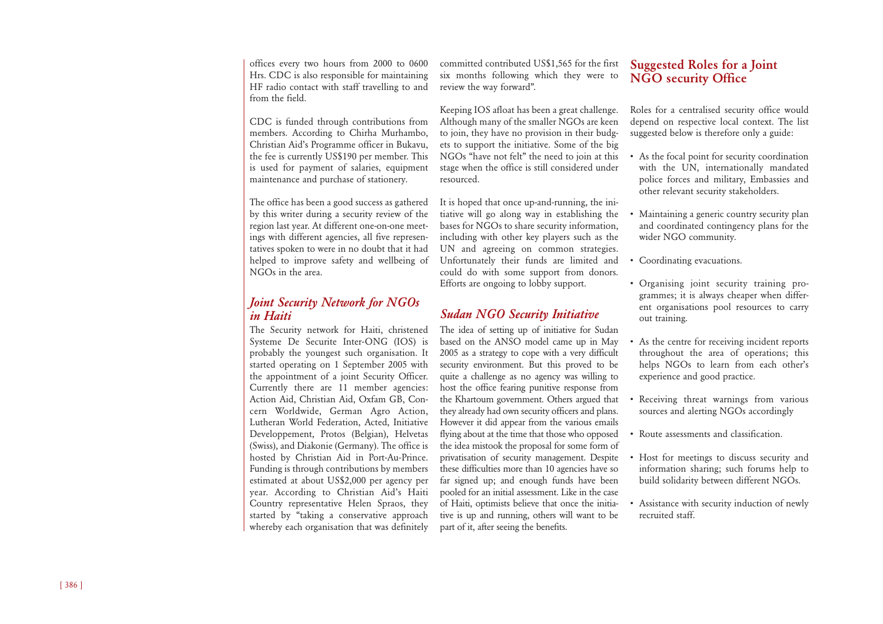offices every two hours from 2000 to 0600 Hrs. CDC is also responsible for maintaining HF radio contact with staff travelling to and from the field.

CDC is funded through contributions from members. According to Chirha Murhambo, Christian Aid's Programme officer in Bukavu, the fee is currently US$190 per member. This is used for payment of salaries, equipment maintenance and purchase of stationery.

The office has been a good success as gathered by this writer during a security review of the region last year. At different one-on-one meetings with different agencies, all five representatives spoken to were in no doubt that it had helped to improve safety and wellbeing of NGOs in the area.

### *Joint Security Network for NGOs in Haiti*

The Security network for Haiti, christened Systeme De Securite Inter-ONG (IOS) is probably the youngest such organisation. It started operating on 1 September 2005 with the appointment of a joint Security Officer. Currently there are 11 member agencies: Action Aid, Christian Aid, Oxfam GB, Concern Worldwide, German Agro Action, Lutheran World Federation, Acted, Initiative Developpement, Protos (Belgian), Helvetas (Swiss), and Diakonie (Germany). The office is hosted by Christian Aid in Port-Au-Prince. Funding is through contributions by members estimated at about US$2,000 per agency per year. According to Christian Aid's Haiti Country representative Helen Spraos, they started by "taking a conservative approach whereby each organisation that was definitely committed contributed US$1,565 for the first six months following which they were to review the way forward".

Keeping IOS afloat has been a great challenge. Although many of the smaller NGOs are keen to join, they have no provision in their budgets to support the initiative. Some of the big NGOs "have not felt" the need to join at this stage when the office is still considered under resourced.

It is hoped that once up-and-running, the initiative will go along way in establishing the bases for NGOs to share security information, including with other key players such as the UN and agreeing on common strategies. Unfortunately their funds are limited and could do with some support from donors. Efforts are ongoing to lobby support.

### *Sudan NGO Security Initiative*

The idea of setting up of initiative for Sudan based on the ANSO model came up in May 2005 as a strategy to cope with a very difficult security environment. But this proved to be quite a challenge as no agency was willing to host the office fearing punitive response from the Khartoum government. Others argued that they already had own security officers and plans. However it did appear from the various emails flying about at the time that those who opposed the idea mistook the proposal for some form of privatisation of security management. Despite these difficulties more than 10 agencies have so far signed up; and enough funds have been pooled for an initial assessment. Like in the case of Haiti, optimists believe that once the initiative is up and running, others will want to be part of it, after seeing the benefits.

## Suggested Roles for a Joint NGO security Office

Roles for a centralised security office would depend on respective local context. The list suggested below is therefore only a guide:

- As the focal point for security coordination with the UN, internationally mandated police forces and military, Embassies and other relevant security stakeholders.
- Maintaining a generic country security plan and coordinated contingency plans for the wider NGO community.
- Coordinating evacuations.
- Organising joint security training programmes; it is always cheaper when different organisations pool resources to carry out training.
- As the centre for receiving incident reports throughout the area of operations; this helps NGOs to learn from each other's experience and good practice.
- Receiving threat warnings from various sources and alerting NGOs accordingly
- Route assessments and classification.
- Host for meetings to discuss security and information sharing; such forums help to build solidarity between different NGOs.
- Assistance with security induction of newly recruited staff.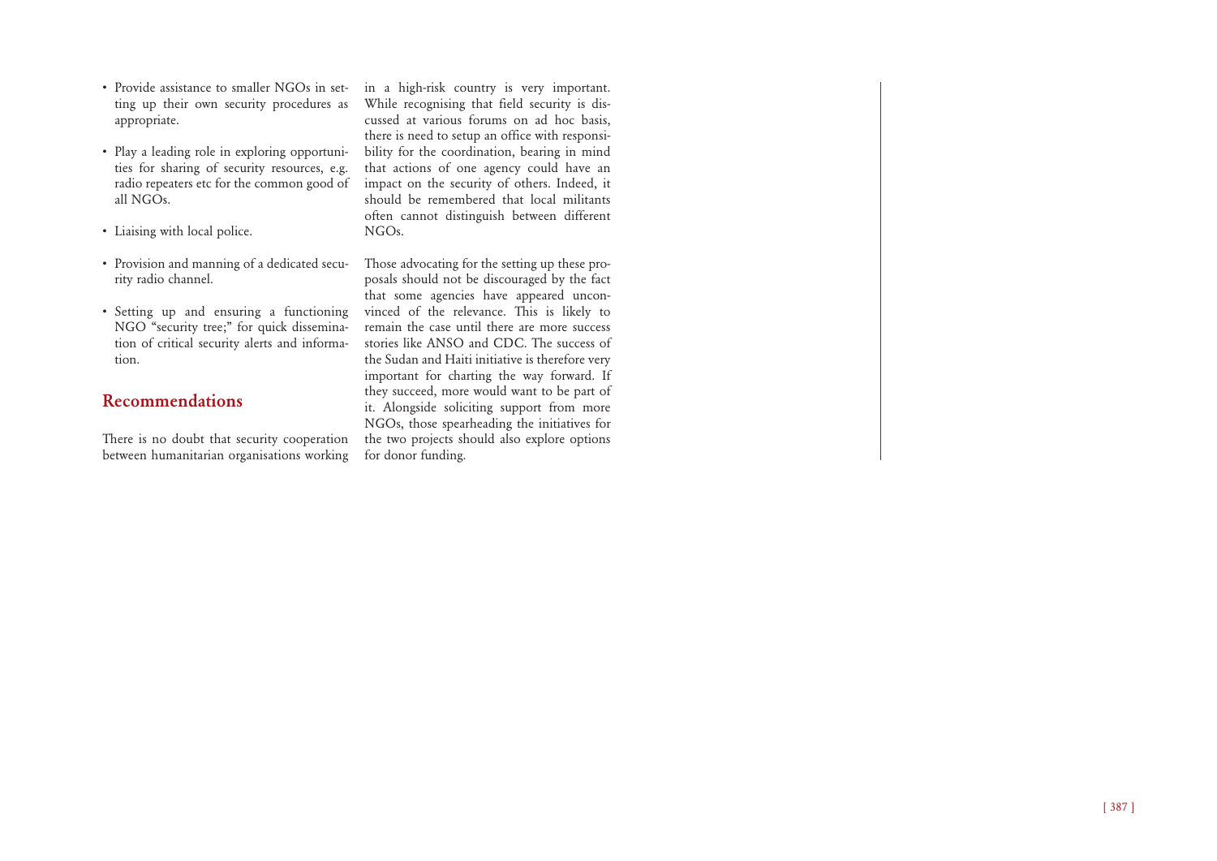- Provide assistance to smaller NGOs in setting up their own security procedures as appropriate.
- Play a leading role in exploring opportunities for sharing of security resources, e.g. radio repeaters etc for the common good of all NGOs.
- Liaising with local police.
- Provision and manning of a dedicated security radio channel.
- Setting up and ensuring a functioning NGO "security tree;" for quick dissemination of critical security alerts and information.

## Recommendations

There is no doubt that security cooperation between humanitarian organisations working in a high-risk country is very important. While recognising that field security is discussed at various forums on ad hoc basis, there is need to setup an office with responsibility for the coordination, bearing in mind that actions of one agency could have an impact on the security of others. Indeed, it should be remembered that local militants often cannot distinguish between different NGOs.

Those advocating for the setting up these proposals should not be discouraged by the fact that some agencies have appeared unconvinced of the relevance. This is likely to remain the case until there are more success stories like ANSO and CDC. The success of the Sudan and Haiti initiative is therefore very important for charting the way forward. If they succeed, more would want to be part of it. Alongside soliciting support from more NGOs, those spearheading the initiatives for the two projects should also explore options for donor funding.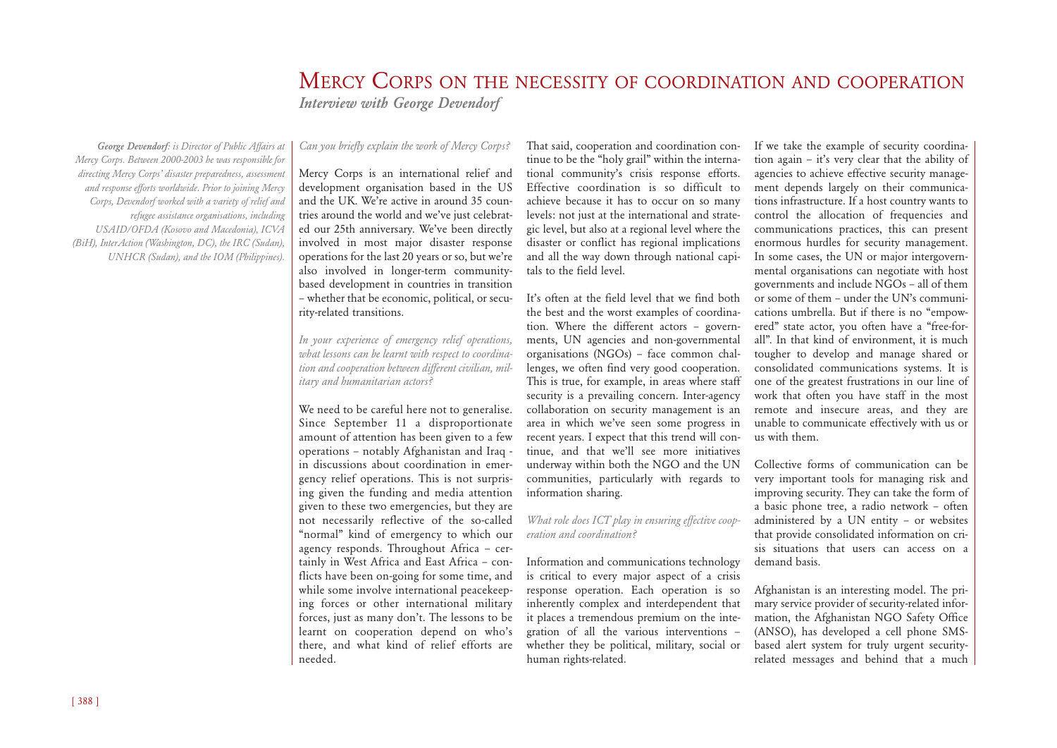# Mercy Corps on the necessity of coordination and cooperation

***Interview with George Devendorf***

***George Devendorf:*** *is Director of Public Affairs at Mercy Corps. Between 2000-2003 he was responsible for directing Mercy Corps' disaster preparedness, assessment and response efforts worldwide. Prior to joining Mercy Corps, Devendorf worked with a variety of relief and refugee assistance organisations, including USAID/OFDA (Kosovo and Macedonia), ICVA (BiH), InterAction (Washington, DC), the IRC (Sudan), UNHCR (Sudan), and the IOM (Philippines).*

*Can you briefly explain the work of Mercy Corps?*

Mercy Corps is an international relief and development organisation based in the US and the UK. We're active in around 35 countries around the world and we've just celebrated our 25th anniversary. We've been directly involved in most major disaster response operations for the last 20 years or so, but we're also involved in longer-term community-based development in countries in transition – whether that be economic, political, or security-related transitions.

*In your experience of emergency relief operations, what lessons can be learnt with respect to coordination and cooperation between different civilian, military and humanitarian actors?*

We need to be careful here not to generalise. Since September 11 a disproportionate amount of attention has been given to a few operations – notably Afghanistan and Iraq - in discussions about coordination in emergency relief operations. This is not surprising given the funding and media attention given to these two emergencies, but they are not necessarily reflective of the so-called "normal" kind of emergency to which our agency responds. Throughout Africa – certainly in West Africa and East Africa – conflicts have been on-going for some time, and while some involve international peacekeeping forces or other international military forces, just as many don't. The lessons to be learnt on cooperation depend on who's there, and what kind of relief efforts are needed.

That said, cooperation and coordination continue to be the "holy grail" within the international community's crisis response efforts. Effective coordination is so difficult to achieve because it has to occur on so many levels: not just at the international and strategic level, but also at a regional level where the disaster or conflict has regional implications and all the way down through national capitals to the field level.

It's often at the field level that we find both the best and the worst examples of coordination. Where the different actors – governments, UN agencies and non-governmental organisations (NGOs) – face common challenges, we often find very good cooperation. This is true, for example, in areas where staff security is a prevailing concern. Inter-agency collaboration on security management is an area in which we've seen some progress in recent years. I expect that this trend will continue, and that we'll see more initiatives underway within both the NGO and the UN communities, particularly with regards to information sharing.

*What role does ICT play in ensuring effective cooperation and coordination?*

Information and communications technology is critical to every major aspect of a crisis response operation. Each operation is so inherently complex and interdependent that it places a tremendous premium on the integration of all the various interventions – whether they be political, military, social or human rights-related.

If we take the example of security coordination again – it's very clear that the ability of agencies to achieve effective security management depends largely on their communications infrastructure. If a host country wants to control the allocation of frequencies and communications practices, this can present enormous hurdles for security management. In some cases, the UN or major intergovernmental organisations can negotiate with host governments and include NGOs – all of them or some of them – under the UN's communications umbrella. But if there is no "empowered" state actor, you often have a "free-for-all". In that kind of environment, it is much tougher to develop and manage shared or consolidated communications systems. It is one of the greatest frustrations in our line of work that often you have staff in the most remote and insecure areas, and they are unable to communicate effectively with us or us with them.

Collective forms of communication can be very important tools for managing risk and improving security. They can take the form of a basic phone tree, a radio network – often administered by a UN entity – or websites that provide consolidated information on crisis situations that users can access on a demand basis.

Afghanistan is an interesting model. The primary service provider of security-related information, the Afghanistan NGO Safety Office (ANSO), has developed a cell phone SMS-based alert system for truly urgent security-related messages and behind that a much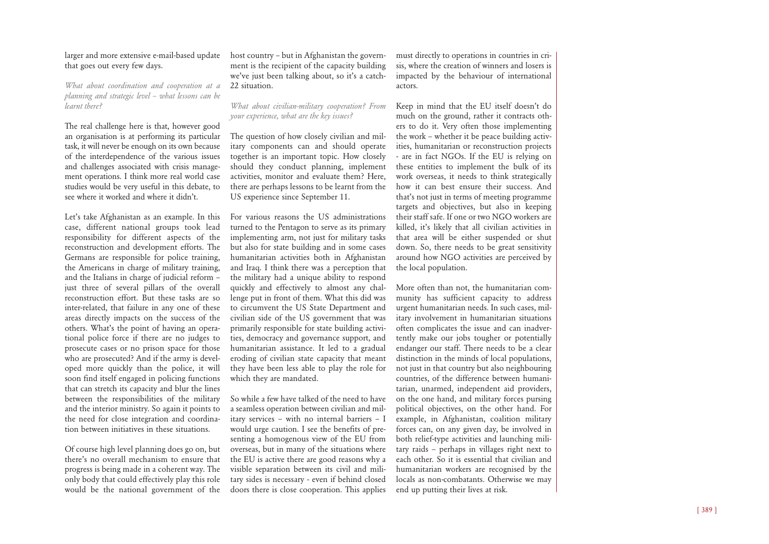larger and more extensive e-mail-based update that goes out every few days.

*What about coordination and cooperation at a planning and strategic level – what lessons can be learnt there?*

The real challenge here is that, however good an organisation is at performing its particular task, it will never be enough on its own because of the interdependence of the various issues and challenges associated with crisis management operations. I think more real world case studies would be very useful in this debate, to see where it worked and where it didn't.

Let's take Afghanistan as an example. In this case, different national groups took lead responsibility for different aspects of the reconstruction and development efforts. The Germans are responsible for police training, the Americans in charge of military training, and the Italians in charge of judicial reform – just three of several pillars of the overall reconstruction effort. But these tasks are so inter-related, that failure in any one of these areas directly impacts on the success of the others. What's the point of having an operational police force if there are no judges to prosecute cases or no prison space for those who are prosecuted? And if the army is developed more quickly than the police, it will soon find itself engaged in policing functions that can stretch its capacity and blur the lines between the responsibilities of the military and the interior ministry. So again it points to the need for close integration and coordination between initiatives in these situations.

Of course high level planning does go on, but there's no overall mechanism to ensure that progress is being made in a coherent way. The only body that could effectively play this role would be the national government of the host country – but in Afghanistan the government is the recipient of the capacity building we've just been talking about, so it's a catch-22 situation.

*What about civilian-military cooperation? From your experience, what are the key issues?*

The question of how closely civilian and military components can and should operate together is an important topic. How closely should they conduct planning, implement activities, monitor and evaluate them? Here, there are perhaps lessons to be learnt from the US experience since September 11.

For various reasons the US administrations turned to the Pentagon to serve as its primary implementing arm, not just for military tasks but also for state building and in some cases humanitarian activities both in Afghanistan and Iraq. I think there was a perception that the military had a unique ability to respond quickly and effectively to almost any challenge put in front of them. What this did was to circumvent the US State Department and civilian side of the US government that was primarily responsible for state building activities, democracy and governance support, and humanitarian assistance. It led to a gradual eroding of civilian state capacity that meant they have been less able to play the role for which they are mandated.

So while a few have talked of the need to have a seamless operation between civilian and military services – with no internal barriers – I would urge caution. I see the benefits of presenting a homogenous view of the EU from overseas, but in many of the situations where the EU is active there are good reasons why a visible separation between its civil and military sides is necessary - even if behind closed doors there is close cooperation. This applies must directly to operations in countries in crisis, where the creation of winners and losers is impacted by the behaviour of international actors.

Keep in mind that the EU itself doesn't do much on the ground, rather it contracts others to do it. Very often those implementing the work – whether it be peace building activities, humanitarian or reconstruction projects - are in fact NGOs. If the EU is relying on these entities to implement the bulk of its work overseas, it needs to think strategically how it can best ensure their success. And that's not just in terms of meeting programme targets and objectives, but also in keeping their staff safe. If one or two NGO workers are killed, it's likely that all civilian activities in that area will be either suspended or shut down. So, there needs to be great sensitivity around how NGO activities are perceived by the local population.

More often than not, the humanitarian community has sufficient capacity to address urgent humanitarian needs. In such cases, military involvement in humanitarian situations often complicates the issue and can inadvertently make our jobs tougher or potentially endanger our staff. There needs to be a clear distinction in the minds of local populations, not just in that country but also neighbouring countries, of the difference between humanitarian, unarmed, independent aid providers, on the one hand, and military forces pursing political objectives, on the other hand. For example, in Afghanistan, coalition military forces can, on any given day, be involved in both relief-type activities and launching military raids – perhaps in villages right next to each other. So it is essential that civilian and humanitarian workers are recognised by the locals as non-combatants. Otherwise we may end up putting their lives at risk.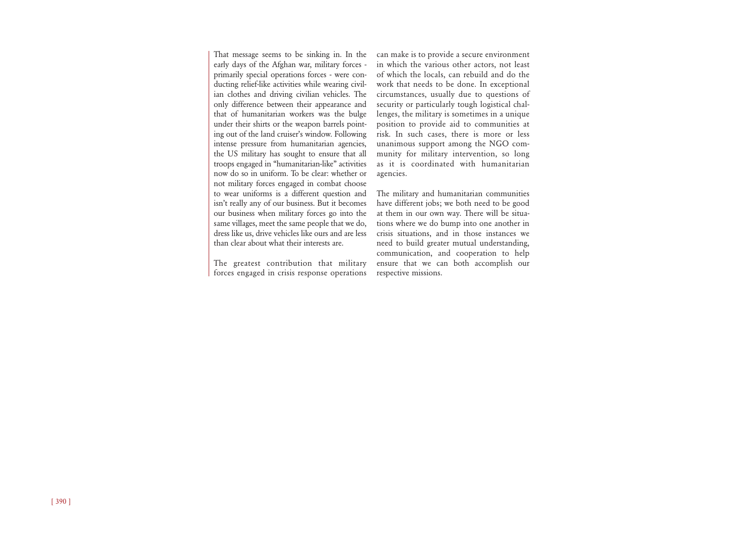That message seems to be sinking in. In the early days of the Afghan war, military forces - primarily special operations forces - were conducting relief-like activities while wearing civilian clothes and driving civilian vehicles. The only difference between their appearance and that of humanitarian workers was the bulge under their shirts or the weapon barrels pointing out of the land cruiser's window. Following intense pressure from humanitarian agencies, the US military has sought to ensure that all troops engaged in "humanitarian-like" activities now do so in uniform. To be clear: whether or not military forces engaged in combat choose to wear uniforms is a different question and isn't really any of our business. But it becomes our business when military forces go into the same villages, meet the same people that we do, dress like us, drive vehicles like ours and are less than clear about what their interests are.

The greatest contribution that military forces engaged in crisis response operations can make is to provide a secure environment in which the various other actors, not least of which the locals, can rebuild and do the work that needs to be done. In exceptional circumstances, usually due to questions of security or particularly tough logistical challenges, the military is sometimes in a unique position to provide aid to communities at risk. In such cases, there is more or less unanimous support among the NGO community for military intervention, so long as it is coordinated with humanitarian agencies.

The military and humanitarian communities have different jobs; we both need to be good at them in our own way. There will be situations where we do bump into one another in crisis situations, and in those instances we need to build greater mutual understanding, communication, and cooperation to help ensure that we can both accomplish our respective missions.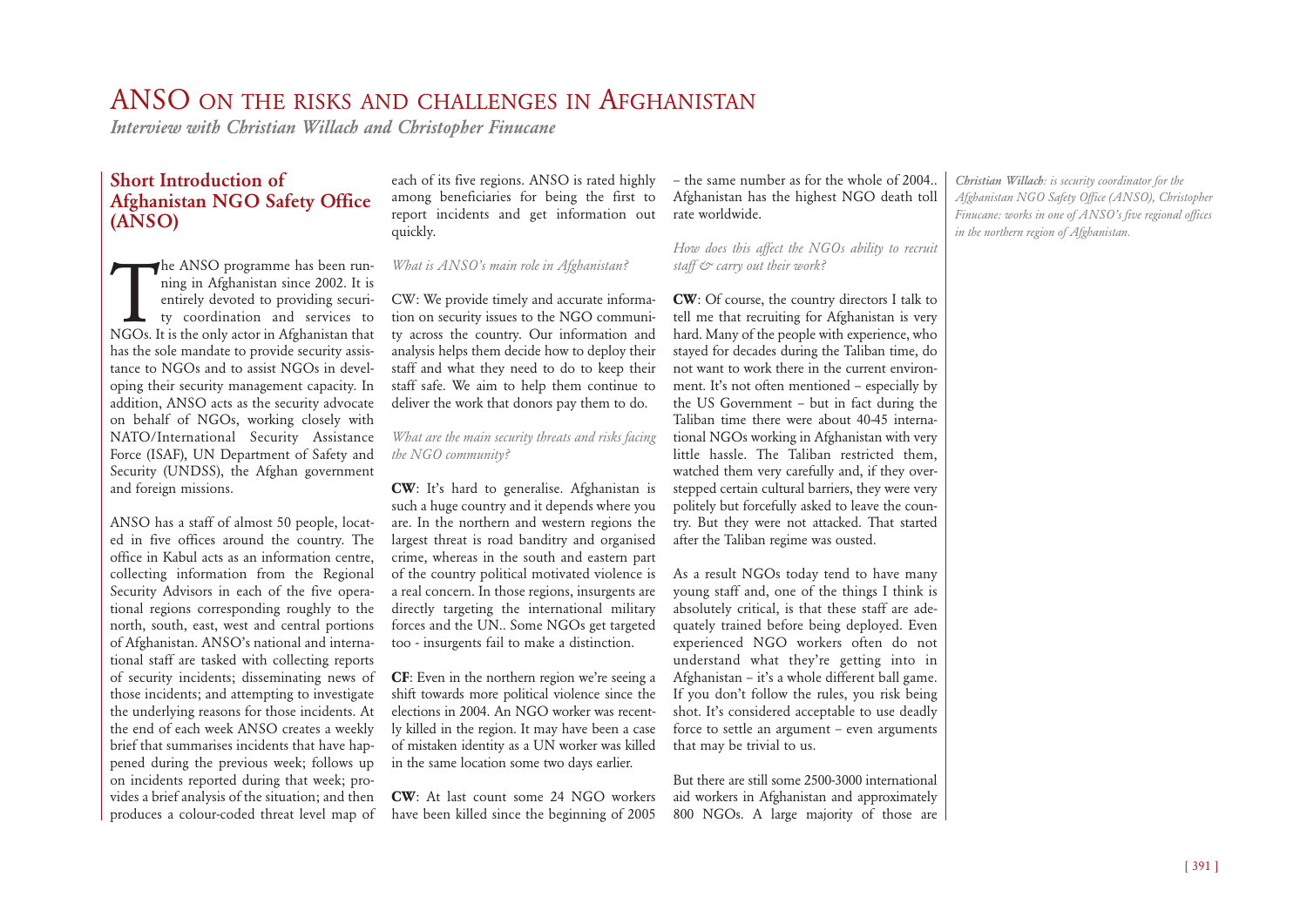# ANSO on the risks and challenges in Afghanistan

*Interview with Christian Willach and Christopher Finucane*

*Christian Willach: is security coordinator for the Afghanistan NGO Safety Office (ANSO), Christopher Finucane: works in one of ANSO's five regional offices in the northern region of Afghanistan.*

## Short Introduction of Afghanistan NGO Safety Office (ANSO)

The ANSO programme has been running in Afghanistan since 2002. It is entirely devoted to providing security coordination and services to NGOs. It is the only actor in Afghanistan that has the sole mandate to provide security assistance to NGOs and to assist NGOs in developing their security management capacity. In addition, ANSO acts as the security advocate on behalf of NGOs, working closely with NATO/International Security Assistance Force (ISAF), UN Department of Safety and Security (UNDSS), the Afghan government and foreign missions.

ANSO has a staff of almost 50 people, located in five offices around the country. The office in Kabul acts as an information centre, collecting information from the Regional Security Advisors in each of the five operational regions corresponding roughly to the north, south, east, west and central portions of Afghanistan. ANSO's national and international staff are tasked with collecting reports of security incidents; disseminating news of those incidents; and attempting to investigate the underlying reasons for those incidents. At the end of each week ANSO creates a weekly brief that summarises incidents that have happened during the previous week; follows up on incidents reported during that week; provides a brief analysis of the situation; and then produces a colour-coded threat level map of each of its five regions. ANSO is rated highly among beneficiaries for being the first to report incidents and get information out quickly.

*What is ANSO's main role in Afghanistan?*

CW: We provide timely and accurate information on security issues to the NGO community across the country. Our information and analysis helps them decide how to deploy their staff and what they need to do to keep their staff safe. We aim to help them continue to deliver the work that donors pay them to do.

*What are the main security threats and risks facing the NGO community?*

**CW**: It's hard to generalise. Afghanistan is such a huge country and it depends where you are. In the northern and western regions the largest threat is road banditry and organised crime, whereas in the south and eastern part of the country political motivated violence is a real concern. In those regions, insurgents are directly targeting the international military forces and the UN.. Some NGOs get targeted too - insurgents fail to make a distinction.

**CF**: Even in the northern region we're seeing a shift towards more political violence since the elections in 2004. An NGO worker was recently killed in the region. It may have been a case of mistaken identity as a UN worker was killed in the same location some two days earlier.

**CW**: At last count some 24 NGO workers have been killed since the beginning of 2005 – the same number as for the whole of 2004.. Afghanistan has the highest NGO death toll rate worldwide.

*How does this affect the NGOs ability to recruit staff & carry out their work?*

**CW**: Of course, the country directors I talk to tell me that recruiting for Afghanistan is very hard. Many of the people with experience, who stayed for decades during the Taliban time, do not want to work there in the current environment. It's not often mentioned – especially by the US Government – but in fact during the Taliban time there were about 40-45 international NGOs working in Afghanistan with very little hassle. The Taliban restricted them, watched them very carefully and, if they overstepped certain cultural barriers, they were very politely but forcefully asked to leave the country. But they were not attacked. That started after the Taliban regime was ousted.

As a result NGOs today tend to have many young staff and, one of the things I think is absolutely critical, is that these staff are adequately trained before being deployed. Even experienced NGO workers often do not understand what they're getting into in Afghanistan – it's a whole different ball game. If you don't follow the rules, you risk being shot. It's considered acceptable to use deadly force to settle an argument – even arguments that may be trivial to us.

But there are still some 2500-3000 international aid workers in Afghanistan and approximately 800 NGOs. A large majority of those are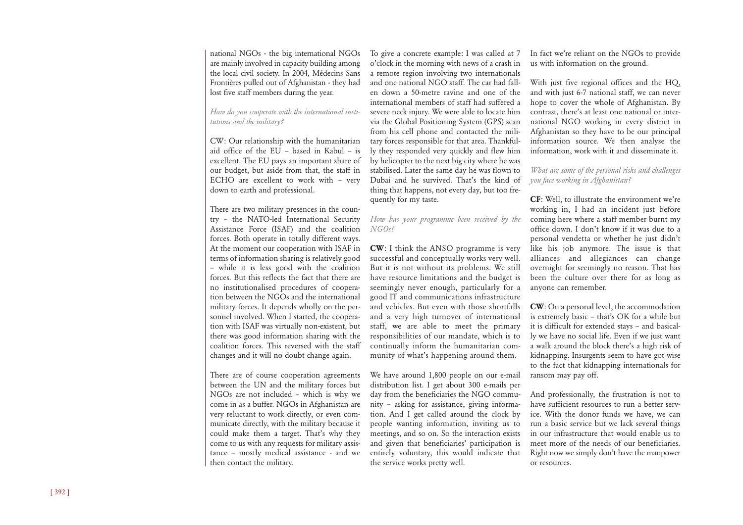national NGOs - the big international NGOs are mainly involved in capacity building among the local civil society. In 2004, Médecins Sans Frontières pulled out of Afghanistan - they had lost five staff members during the year.

*How do you cooperate with the international institutions and the military?*

CW: Our relationship with the humanitarian aid office of the EU – based in Kabul – is excellent. The EU pays an important share of our budget, but aside from that, the staff in ECHO are excellent to work with – very down to earth and professional.

There are two military presences in the country – the NATO-led International Security Assistance Force (ISAF) and the coalition forces. Both operate in totally different ways. At the moment our cooperation with ISAF in terms of information sharing is relatively good – while it is less good with the coalition forces. But this reflects the fact that there are no institutionalised procedures of cooperation between the NGOs and the international military forces. It depends wholly on the personnel involved. When I started, the cooperation with ISAF was virtually non-existent, but there was good information sharing with the coalition forces. This reversed with the staff changes and it will no doubt change again.

There are of course cooperation agreements between the UN and the military forces but NGOs are not included – which is why we come in as a buffer. NGOs in Afghanistan are very reluctant to work directly, or even communicate directly, with the military because it could make them a target. That's why they come to us with any requests for military assistance – mostly medical assistance - and we then contact the military.

To give a concrete example: I was called at 7 o'clock in the morning with news of a crash in a remote region involving two internationals and one national NGO staff. The car had fallen down a 50-metre ravine and one of the international members of staff had suffered a severe neck injury. We were able to locate him via the Global Positioning System (GPS) scan from his cell phone and contacted the military forces responsible for that area. Thankfully they responded very quickly and flew him by helicopter to the next big city where he was stabilised. Later the same day he was flown to Dubai and he survived. That's the kind of thing that happens, not every day, but too frequently for my taste.

*How has your programme been received by the NGOs?*

**CW**: I think the ANSO programme is very successful and conceptually works very well. But it is not without its problems. We still have resource limitations and the budget is seemingly never enough, particularly for a good IT and communications infrastructure and vehicles. But even with those shortfalls and a very high turnover of international staff, we are able to meet the primary responsibilities of our mandate, which is to continually inform the humanitarian community of what's happening around them.

We have around 1,800 people on our e-mail distribution list. I get about 300 e-mails per day from the beneficiaries the NGO community – asking for assistance, giving information. And I get called around the clock by people wanting information, inviting us to meetings, and so on. So the interaction exists and given that beneficiaries' participation is entirely voluntary, this would indicate that the service works pretty well.

In fact we're reliant on the NGOs to provide us with information on the ground.

With just five regional offices and the HQ, and with just 6-7 national staff, we can never hope to cover the whole of Afghanistan. By contrast, there's at least one national or international NGO working in every district in Afghanistan so they have to be our principal information source. We then analyse the information, work with it and disseminate it.

*What are some of the personal risks and challenges you face working in Afghanistan?*

**CF**: Well, to illustrate the environment we're working in, I had an incident just before coming here where a staff member burnt my office down. I don't know if it was due to a personal vendetta or whether he just didn't like his job anymore. The issue is that alliances and allegiances can change overnight for seemingly no reason. That has been the culture over there for as long as anyone can remember.

**CW**: On a personal level, the accommodation is extremely basic – that's OK for a while but it is difficult for extended stays – and basically we have no social life. Even if we just want a walk around the block there's a high risk of kidnapping. Insurgents seem to have got wise to the fact that kidnapping internationals for ransom may pay off.

And professionally, the frustration is not to have sufficient resources to run a better service. With the donor funds we have, we can run a basic service but we lack several things in our infrastructure that would enable us to meet more of the needs of our beneficiaries. Right now we simply don't have the manpower or resources.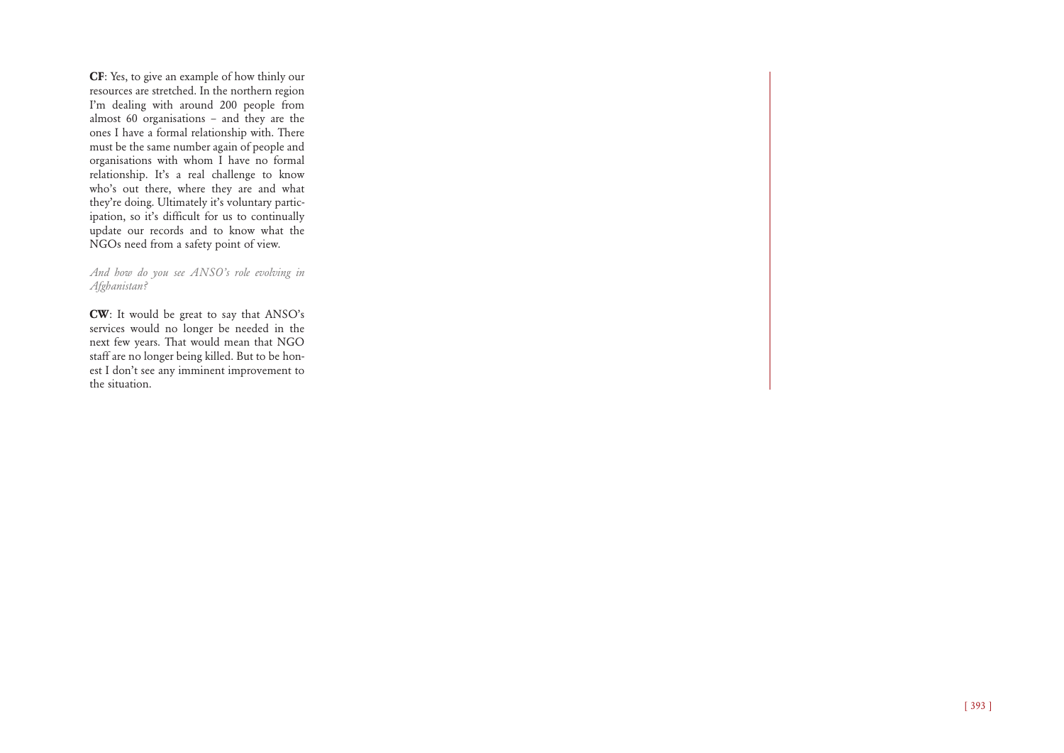**CF**: Yes, to give an example of how thinly our resources are stretched. In the northern region I'm dealing with around 200 people from almost 60 organisations – and they are the ones I have a formal relationship with. There must be the same number again of people and organisations with whom I have no formal relationship. It's a real challenge to know who's out there, where they are and what they're doing. Ultimately it's voluntary participation, so it's difficult for us to continually update our records and to know what the NGOs need from a safety point of view.

*And how do you see ANSO's role evolving in Afghanistan?*

**CW**: It would be great to say that ANSO's services would no longer be needed in the next few years. That would mean that NGO staff are no longer being killed. But to be honest I don't see any imminent improvement to the situation.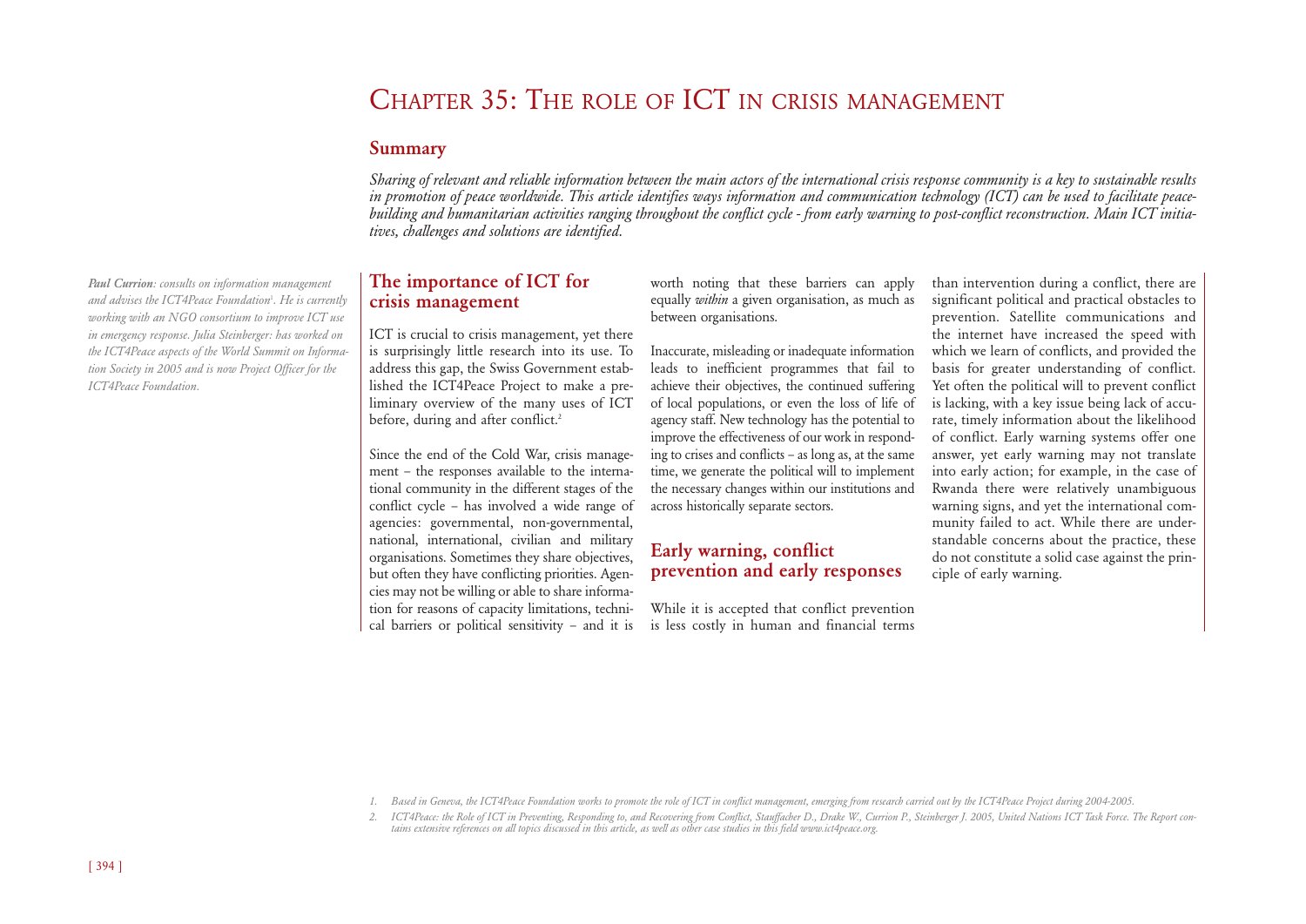# CHAPTER 35: THE ROLE OF ICT IN CRISIS MANAGEMENT

## Summary

*Sharing of relevant and reliable information between the main actors of the international crisis response community is a key to sustainable results in promotion of peace worldwide. This article identifies ways information and communication technology (ICT) can be used to facilitate peace-building and humanitarian activities ranging throughout the conflict cycle - from early warning to post-conflict reconstruction. Main ICT initiatives, challenges and solutions are identified.*

***Paul Currion**: consults on information management and advises the ICT4Peace Foundation[1]. He is currently working with an NGO consortium to improve ICT use in emergency response. Julia Steinberger: has worked on the ICT4Peace aspects of the World Summit on Information Society in 2005 and is now Project Officer for the ICT4Peace Foundation.*

## The importance of ICT for crisis management

ICT is crucial to crisis management, yet there is surprisingly little research into its use. To address this gap, the Swiss Government established the ICT4Peace Project to make a preliminary overview of the many uses of ICT before, during and after conflict.[2]

Since the end of the Cold War, crisis management – the responses available to the international community in the different stages of the conflict cycle – has involved a wide range of agencies: governmental, non-governmental, national, international, civilian and military organisations. Sometimes they share objectives, but often they have conflicting priorities. Agencies may not be willing or able to share information for reasons of capacity limitations, technical barriers or political sensitivity – and it is worth noting that these barriers can apply equally *within* a given organisation, as much as between organisations.

Inaccurate, misleading or inadequate information leads to inefficient programmes that fail to achieve their objectives, the continued suffering of local populations, or even the loss of life of agency staff. New technology has the potential to improve the effectiveness of our work in responding to crises and conflicts – as long as, at the same time, we generate the political will to implement the necessary changes within our institutions and across historically separate sectors.

## Early warning, conflict prevention and early responses

While it is accepted that conflict prevention is less costly in human and financial terms than intervention during a conflict, there are significant political and practical obstacles to prevention. Satellite communications and the internet have increased the speed with which we learn of conflicts, and provided the basis for greater understanding of conflict. Yet often the political will to prevent conflict is lacking, with a key issue being lack of accurate, timely information about the likelihood of conflict. Early warning systems offer one answer, yet early warning may not translate into early action; for example, in the case of Rwanda there were relatively unambiguous warning signs, and yet the international community failed to act. While there are understandable concerns about the practice, these do not constitute a solid case against the principle of early warning.

1. *Based in Geneva, the ICT4Peace Foundation works to promote the role of ICT in conflict management, emerging from research carried out by the ICT4Peace Project during 2004-2005.*
2. *ICT4Peace: the Role of ICT in Preventing, Responding to, and Recovering from Conflict, Stauffacher D., Drake W., Currion P., Steinberger J. 2005, United Nations ICT Task Force. The Report contains extensive references on all topics discussed in this article, as well as other case studies in this field www.ict4peace.org.*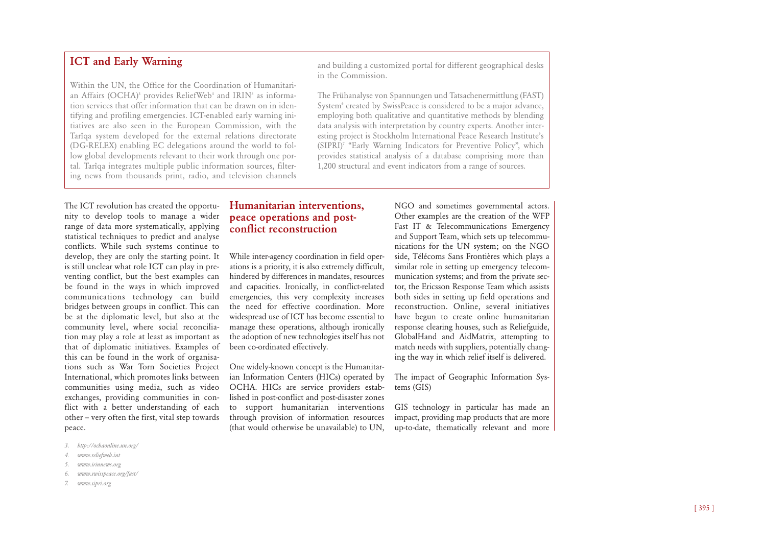## ICT and Early Warning

Within the UN, the Office for the Coordination of Humanitarian Affairs (OCHA)[3] provides ReliefWeb[4] and IRIN[5] as information services that offer information that can be drawn on in identifying and profiling emergencies. ICT-enabled early warning initiatives are also seen in the European Commission, with the Tarîqa system developed for the external relations directorate (DG-RELEX) enabling EC delegations around the world to follow global developments relevant to their work through one portal. Tarîqa integrates multiple public information sources, filtering news from thousands print, radio, and television channels and building a customized portal for different geographical desks in the Commission.

The Frühanalyse von Spannungen und Tatsachenermittlung (FAST) System[6] created by SwissPeace is considered to be a major advance, employing both qualitative and quantitative methods by blending data analysis with interpretation by country experts. Another interesting project is Stockholm International Peace Research Institute's (SIPRI)[7] "Early Warning Indicators for Preventive Policy", which provides statistical analysis of a database comprising more than 1,200 structural and event indicators from a range of sources.

The ICT revolution has created the opportunity to develop tools to manage a wider range of data more systematically, applying statistical techniques to predict and analyse conflicts. While such systems continue to develop, they are only the starting point. It is still unclear what role ICT can play in preventing conflict, but the best examples can be found in the ways in which improved communications technology can build bridges between groups in conflict. This can be at the diplomatic level, but also at the community level, where social reconciliation may play a role at least as important as that of diplomatic initiatives. Examples of this can be found in the work of organisations such as War Torn Societies Project International, which promotes links between communities using media, such as video exchanges, providing communities in conflict with a better understanding of each other – very often the first, vital step towards peace.

## Humanitarian interventions, peace operations and post-conflict reconstruction

While inter-agency coordination in field operations is a priority, it is also extremely difficult, hindered by differences in mandates, resources and capacities. Ironically, in conflict-related emergencies, this very complexity increases the need for effective coordination. More widespread use of ICT has become essential to manage these operations, although ironically the adoption of new technologies itself has not been co-ordinated effectively.

One widely-known concept is the Humanitarian Information Centers (HICs) operated by OCHA. HICs are service providers established in post-conflict and post-disaster zones to support humanitarian interventions through provision of information resources (that would otherwise be unavailable) to UN, NGO and sometimes governmental actors. Other examples are the creation of the WFP Fast IT & Telecommunications Emergency and Support Team, which sets up telecommunications for the UN system; on the NGO side, Télécoms Sans Frontières which plays a similar role in setting up emergency telecommunication systems; and from the private sector, the Ericsson Response Team which assists both sides in setting up field operations and reconstruction. Online, several initiatives have begun to create online humanitarian response clearing houses, such as Reliefguide, GlobalHand and AidMatrix, attempting to match needs with suppliers, potentially changing the way in which relief itself is delivered.

The impact of Geographic Information Systems (GIS)

GIS technology in particular has made an impact, providing map products that are more up-to-date, thematically relevant and more

*3. http://ochaonline.un.org/*

*4. www.reliefweb.int*

*5. www.irinnews.org*

*6. www.swisspeace.org/fast/*

*7. www.sipri.org*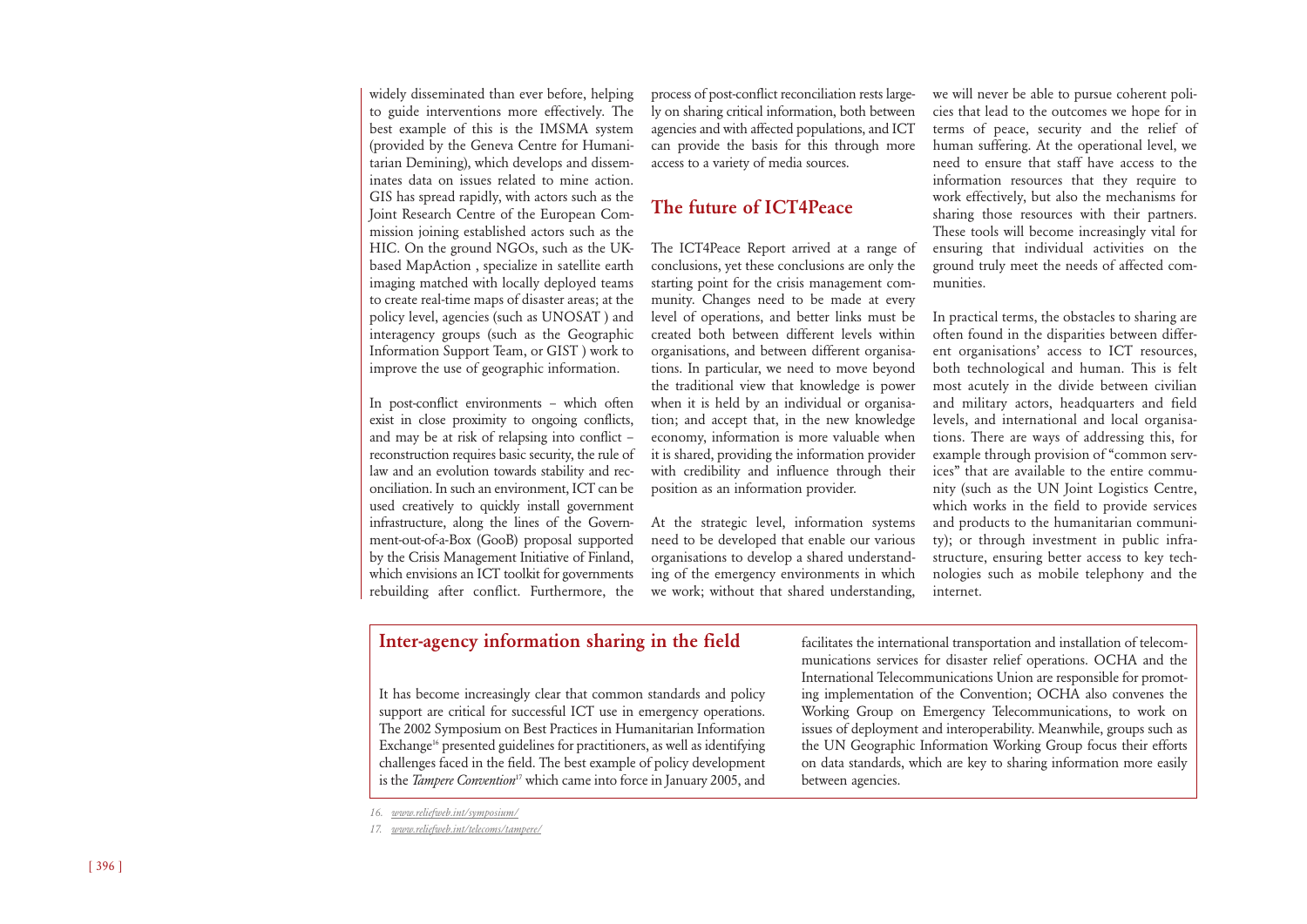widely disseminated than ever before, helping to guide interventions more effectively. The best example of this is the IMSMA system (provided by the Geneva Centre for Humanitarian Demining), which develops and disseminates data on issues related to mine action. GIS has spread rapidly, with actors such as the Joint Research Centre of the European Commission joining established actors such as the HIC. On the ground NGOs, such as the UK-based MapAction , specialize in satellite earth imaging matched with locally deployed teams to create real-time maps of disaster areas; at the policy level, agencies (such as UNOSAT ) and interagency groups (such as the Geographic Information Support Team, or GIST ) work to improve the use of geographic information.

In post-conflict environments – which often exist in close proximity to ongoing conflicts, and may be at risk of relapsing into conflict – reconstruction requires basic security, the rule of law and an evolution towards stability and reconciliation. In such an environment, ICT can be used creatively to quickly install government infrastructure, along the lines of the Government-out-of-a-Box (GooB) proposal supported by the Crisis Management Initiative of Finland, which envisions an ICT toolkit for governments rebuilding after conflict. Furthermore, the process of post-conflict reconciliation rests largely on sharing critical information, both between agencies and with affected populations, and ICT can provide the basis for this through more access to a variety of media sources.

## The future of ICT4Peace

The ICT4Peace Report arrived at a range of conclusions, yet these conclusions are only the starting point for the crisis management community. Changes need to be made at every level of operations, and better links must be created both between different levels within organisations, and between different organisations. In particular, we need to move beyond the traditional view that knowledge is power when it is held by an individual or organisation; and accept that, in the new knowledge economy, information is more valuable when it is shared, providing the information provider with credibility and influence through their position as an information provider.

At the strategic level, information systems need to be developed that enable our various organisations to develop a shared understanding of the emergency environments in which we work; without that shared understanding, we will never be able to pursue coherent policies that lead to the outcomes we hope for in terms of peace, security and the relief of human suffering. At the operational level, we need to ensure that staff have access to the information resources that they require to work effectively, but also the mechanisms for sharing those resources with their partners. These tools will become increasingly vital for ensuring that individual activities on the ground truly meet the needs of affected communities.

In practical terms, the obstacles to sharing are often found in the disparities between different organisations' access to ICT resources, both technological and human. This is felt most acutely in the divide between civilian and military actors, headquarters and field levels, and international and local organisations. There are ways of addressing this, for example through provision of "common services" that are available to the entire community (such as the UN Joint Logistics Centre, which works in the field to provide services and products to the humanitarian community); or through investment in public infrastructure, ensuring better access to key technologies such as mobile telephony and the internet.

### Inter-agency information sharing in the field

It has become increasingly clear that common standards and policy support are critical for successful ICT use in emergency operations. The 2002 Symposium on Best Practices in Humanitarian Information Exchange[16] presented guidelines for practitioners, as well as identifying challenges faced in the field. The best example of policy development is the *Tampere Convention*[17] which came into force in January 2005, and facilitates the international transportation and installation of telecommunications services for disaster relief operations. OCHA and the International Telecommunications Union are responsible for promoting implementation of the Convention; OCHA also convenes the Working Group on Emergency Telecommunications, to work on issues of deployment and interoperability. Meanwhile, groups such as the UN Geographic Information Working Group focus their efforts on data standards, which are key to sharing information more easily between agencies.

*16. www.reliefweb.int/symposium/*

*17. www.reliefweb.int/telecoms/tampere/*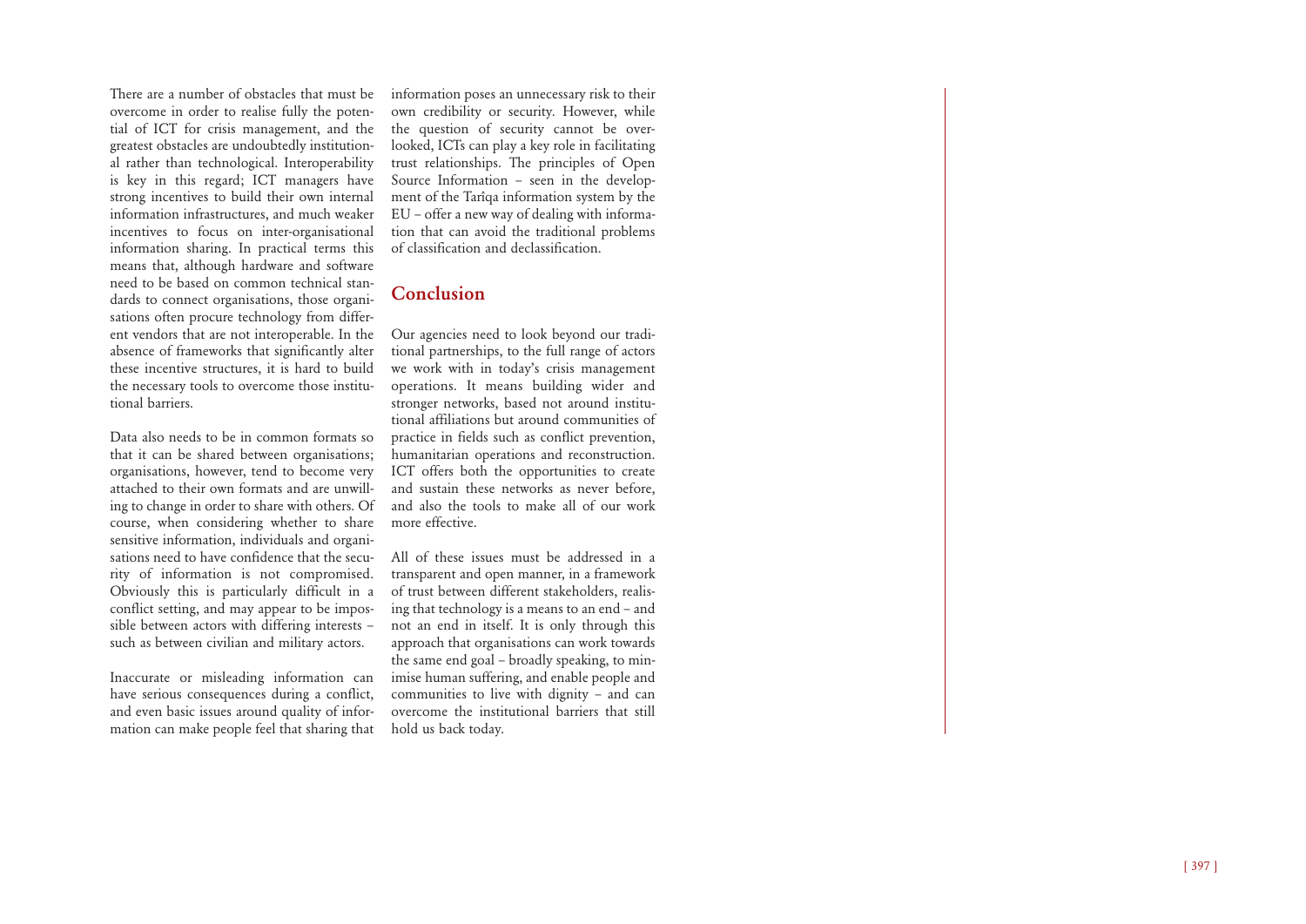There are a number of obstacles that must be overcome in order to realise fully the potential of ICT for crisis management, and the greatest obstacles are undoubtedly institutional rather than technological. Interoperability is key in this regard; ICT managers have strong incentives to build their own internal information infrastructures, and much weaker incentives to focus on inter-organisational information sharing. In practical terms this means that, although hardware and software need to be based on common technical standards to connect organisations, those organisations often procure technology from different vendors that are not interoperable. In the absence of frameworks that significantly alter these incentive structures, it is hard to build the necessary tools to overcome those institutional barriers.

Data also needs to be in common formats so that it can be shared between organisations; organisations, however, tend to become very attached to their own formats and are unwilling to change in order to share with others. Of course, when considering whether to share sensitive information, individuals and organisations need to have confidence that the security of information is not compromised. Obviously this is particularly difficult in a conflict setting, and may appear to be impossible between actors with differing interests – such as between civilian and military actors.

Inaccurate or misleading information can have serious consequences during a conflict, and even basic issues around quality of information can make people feel that sharing that information poses an unnecessary risk to their own credibility or security. However, while the question of security cannot be overlooked, ICTs can play a key role in facilitating trust relationships. The principles of Open Source Information – seen in the development of the Tarîqa information system by the EU – offer a new way of dealing with information that can avoid the traditional problems of classification and declassification.

## Conclusion

Our agencies need to look beyond our traditional partnerships, to the full range of actors we work with in today's crisis management operations. It means building wider and stronger networks, based not around institutional affiliations but around communities of practice in fields such as conflict prevention, humanitarian operations and reconstruction. ICT offers both the opportunities to create and sustain these networks as never before, and also the tools to make all of our work more effective.

All of these issues must be addressed in a transparent and open manner, in a framework of trust between different stakeholders, realising that technology is a means to an end – and not an end in itself. It is only through this approach that organisations can work towards the same end goal – broadly speaking, to minimise human suffering, and enable people and communities to live with dignity – and can overcome the institutional barriers that still hold us back today.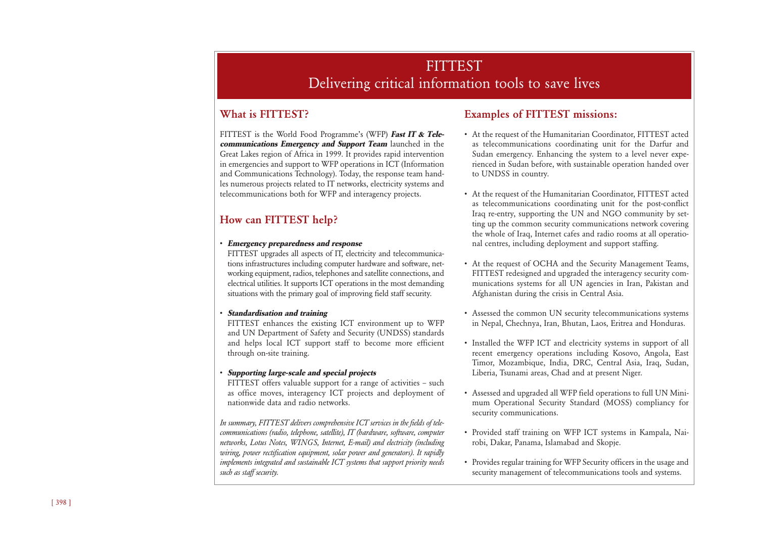# FITTEST
## Delivering critical information tools to save lives

### What is FITTEST?

FITTEST is the World Food Programme's (WFP) ***Fast IT & Telecommunications Emergency and Support Team*** launched in the Great Lakes region of Africa in 1999. It provides rapid intervention in emergencies and support to WFP operations in ICT (Information and Communications Technology). Today, the response team handles numerous projects related to IT networks, electricity systems and telecommunications both for WFP and interagency projects.

### How can FITTEST help?

- ***Emergency preparedness and response***
  FITTEST upgrades all aspects of IT, electricity and telecommunications infrastructures including computer hardware and software, networking equipment, radios, telephones and satellite connections, and electrical utilities. It supports ICT operations in the most demanding situations with the primary goal of improving field staff security.

- ***Standardisation and training***
  FITTEST enhances the existing ICT environment up to WFP and UN Department of Safety and Security (UNDSS) standards and helps local ICT support staff to become more efficient through on-site training.

- ***Supporting large-scale and special projects***
  FITTEST offers valuable support for a range of activities – such as office moves, interagency ICT projects and deployment of nationwide data and radio networks.

*In summary, FITTEST delivers comprehensive ICT services in the fields of telecommunications (radio, telephone, satellite), IT (hardware, software, computer networks, Lotus Notes, WINGS, Internet, E-mail) and electricity (including wiring, power rectification equipment, solar power and generators). It rapidly implements integrated and sustainable ICT systems that support priority needs such as staff security.*

### Examples of FITTEST missions:

- At the request of the Humanitarian Coordinator, FITTEST acted as telecommunications coordinating unit for the Darfur and Sudan emergency. Enhancing the system to a level never experienced in Sudan before, with sustainable operation handed over to UNDSS in country.
- At the request of the Humanitarian Coordinator, FITTEST acted as telecommunications coordinating unit for the post-conflict Iraq re-entry, supporting the UN and NGO community by setting up the common security communications network covering the whole of Iraq, Internet cafes and radio rooms at all operational centres, including deployment and support staffing.
- At the request of OCHA and the Security Management Teams, FITTEST redesigned and upgraded the interagency security communications systems for all UN agencies in Iran, Pakistan and Afghanistan during the crisis in Central Asia.
- Assessed the common UN security telecommunications systems in Nepal, Chechnya, Iran, Bhutan, Laos, Eritrea and Honduras.
- Installed the WFP ICT and electricity systems in support of all recent emergency operations including Kosovo, Angola, East Timor, Mozambique, India, DRC, Central Asia, Iraq, Sudan, Liberia, Tsunami areas, Chad and at present Niger.
- Assessed and upgraded all WFP field operations to full UN Minimum Operational Security Standard (MOSS) compliancy for security communications.
- Provided staff training on WFP ICT systems in Kampala, Nairobi, Dakar, Panama, Islamabad and Skopje.
- Provides regular training for WFP Security officers in the usage and security management of telecommunications tools and systems.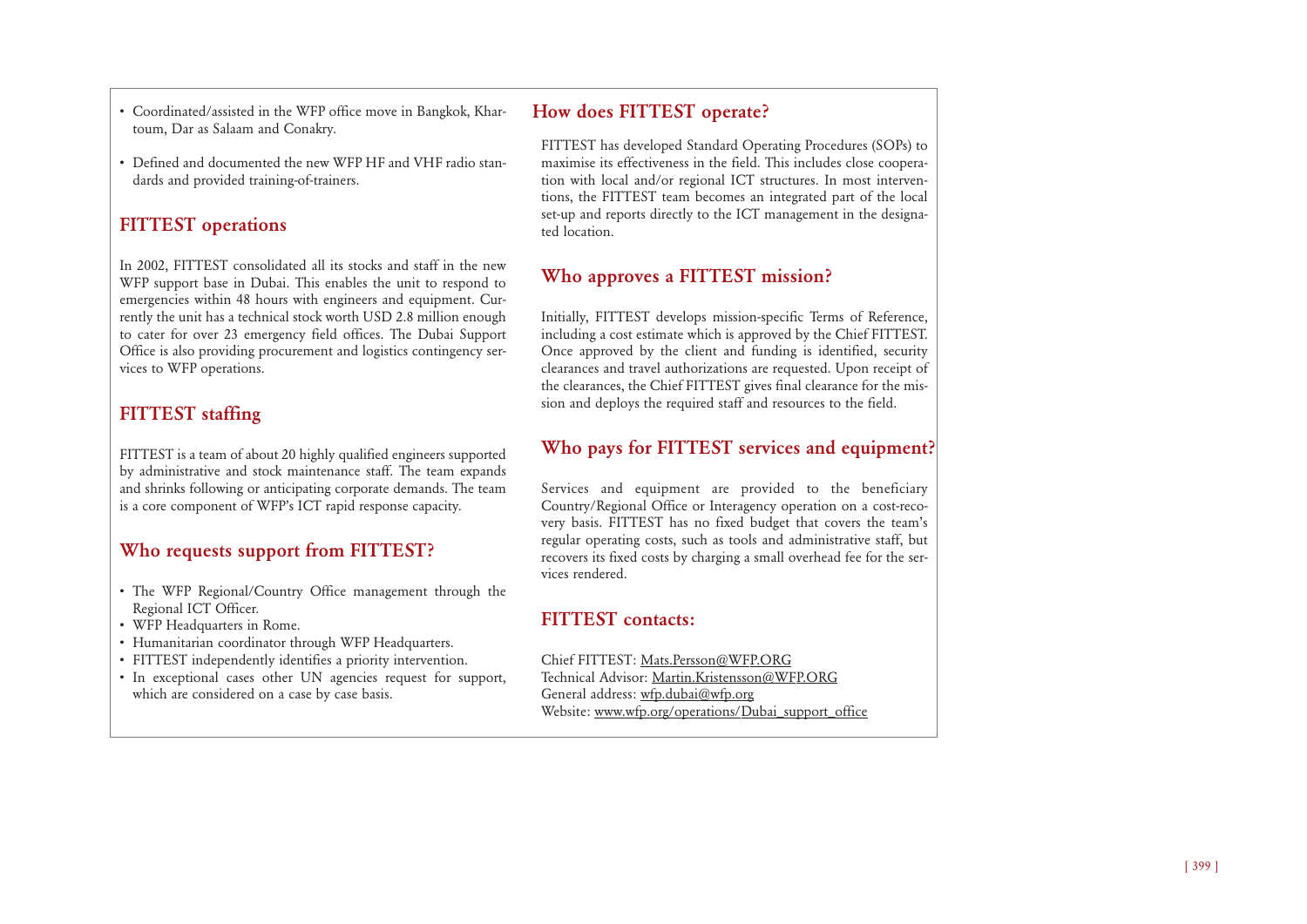- Coordinated/assisted in the WFP office move in Bangkok, Khartoum, Dar as Salaam and Conakry.
- Defined and documented the new WFP HF and VHF radio standards and provided training-of-trainers.

## FITTEST operations

In 2002, FITTEST consolidated all its stocks and staff in the new WFP support base in Dubai. This enables the unit to respond to emergencies within 48 hours with engineers and equipment. Currently the unit has a technical stock worth USD 2.8 million enough to cater for over 23 emergency field offices. The Dubai Support Office is also providing procurement and logistics contingency services to WFP operations.

## FITTEST staffing

FITTEST is a team of about 20 highly qualified engineers supported by administrative and stock maintenance staff. The team expands and shrinks following or anticipating corporate demands. The team is a core component of WFP's ICT rapid response capacity.

## Who requests support from FITTEST?

- The WFP Regional/Country Office management through the Regional ICT Officer.
- WFP Headquarters in Rome.
- Humanitarian coordinator through WFP Headquarters.
- FITTEST independently identifies a priority intervention.
- In exceptional cases other UN agencies request for support, which are considered on a case by case basis.

## How does FITTEST operate?

FITTEST has developed Standard Operating Procedures (SOPs) to maximise its effectiveness in the field. This includes close cooperation with local and/or regional ICT structures. In most interventions, the FITTEST team becomes an integrated part of the local set-up and reports directly to the ICT management in the designated location.

## Who approves a FITTEST mission?

Initially, FITTEST develops mission-specific Terms of Reference, including a cost estimate which is approved by the Chief FITTEST. Once approved by the client and funding is identified, security clearances and travel authorizations are requested. Upon receipt of the clearances, the Chief FITTEST gives final clearance for the mission and deploys the required staff and resources to the field.

## Who pays for FITTEST services and equipment?

Services and equipment are provided to the beneficiary Country/Regional Office or Interagency operation on a cost-recovery basis. FITTEST has no fixed budget that covers the team's regular operating costs, such as tools and administrative staff, but recovers its fixed costs by charging a small overhead fee for the services rendered.

## FITTEST contacts:

Chief FITTEST: Mats.Persson@WFP.ORG
Technical Advisor: Martin.Kristensson@WFP.ORG
General address: wfp.dubai@wfp.org
Website: www.wfp.org/operations/Dubai_support_office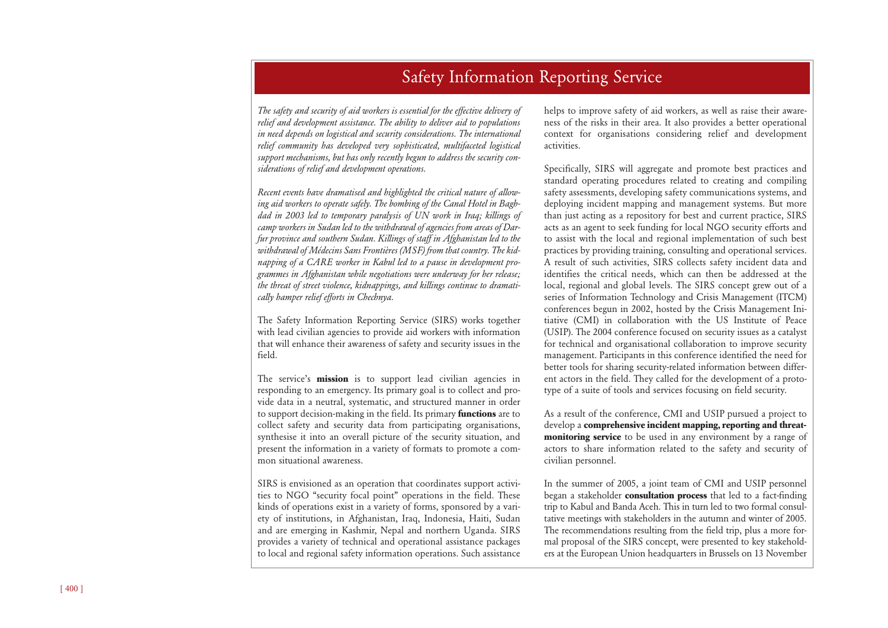# Safety Information Reporting Service

*The safety and security of aid workers is essential for the effective delivery of relief and development assistance. The ability to deliver aid to populations in need depends on logistical and security considerations. The international relief community has developed very sophisticated, multifaceted logistical support mechanisms, but has only recently begun to address the security considerations of relief and development operations.*

*Recent events have dramatised and highlighted the critical nature of allowing aid workers to operate safely. The bombing of the Canal Hotel in Baghdad in 2003 led to temporary paralysis of UN work in Iraq; killings of camp workers in Sudan led to the withdrawal of agencies from areas of Darfur province and southern Sudan. Killings of staff in Afghanistan led to the withdrawal of Médecins Sans Frontières (MSF) from that country. The kidnapping of a CARE worker in Kabul led to a pause in development programmes in Afghanistan while negotiations were underway for her release; the threat of street violence, kidnappings, and killings continue to dramatically hamper relief efforts in Chechnya.*

The Safety Information Reporting Service (SIRS) works together with lead civilian agencies to provide aid workers with information that will enhance their awareness of safety and security issues in the field.

The service's **mission** is to support lead civilian agencies in responding to an emergency. Its primary goal is to collect and provide data in a neutral, systematic, and structured manner in order to support decision-making in the field. Its primary **functions** are to collect safety and security data from participating organisations, synthesise it into an overall picture of the security situation, and present the information in a variety of formats to promote a common situational awareness.

SIRS is envisioned as an operation that coordinates support activities to NGO "security focal point" operations in the field. These kinds of operations exist in a variety of forms, sponsored by a variety of institutions, in Afghanistan, Iraq, Indonesia, Haiti, Sudan and are emerging in Kashmir, Nepal and northern Uganda. SIRS provides a variety of technical and operational assistance packages to local and regional safety information operations. Such assistance helps to improve safety of aid workers, as well as raise their awareness of the risks in their area. It also provides a better operational context for organisations considering relief and development activities.

Specifically, SIRS will aggregate and promote best practices and standard operating procedures related to creating and compiling safety assessments, developing safety communications systems, and deploying incident mapping and management systems. But more than just acting as a repository for best and current practice, SIRS acts as an agent to seek funding for local NGO security efforts and to assist with the local and regional implementation of such best practices by providing training, consulting and operational services. A result of such activities, SIRS collects safety incident data and identifies the critical needs, which can then be addressed at the local, regional and global levels. The SIRS concept grew out of a series of Information Technology and Crisis Management (ITCM) conferences begun in 2002, hosted by the Crisis Management Initiative (CMI) in collaboration with the US Institute of Peace (USIP). The 2004 conference focused on security issues as a catalyst for technical and organisational collaboration to improve security management. Participants in this conference identified the need for better tools for sharing security-related information between different actors in the field. They called for the development of a prototype of a suite of tools and services focusing on field security.

As a result of the conference, CMI and USIP pursued a project to develop a **comprehensive incident mapping, reporting and threat-monitoring service** to be used in any environment by a range of actors to share information related to the safety and security of civilian personnel.

In the summer of 2005, a joint team of CMI and USIP personnel began a stakeholder **consultation process** that led to a fact-finding trip to Kabul and Banda Aceh. This in turn led to two formal consultative meetings with stakeholders in the autumn and winter of 2005. The recommendations resulting from the field trip, plus a more formal proposal of the SIRS concept, were presented to key stakeholders at the European Union headquarters in Brussels on 13 November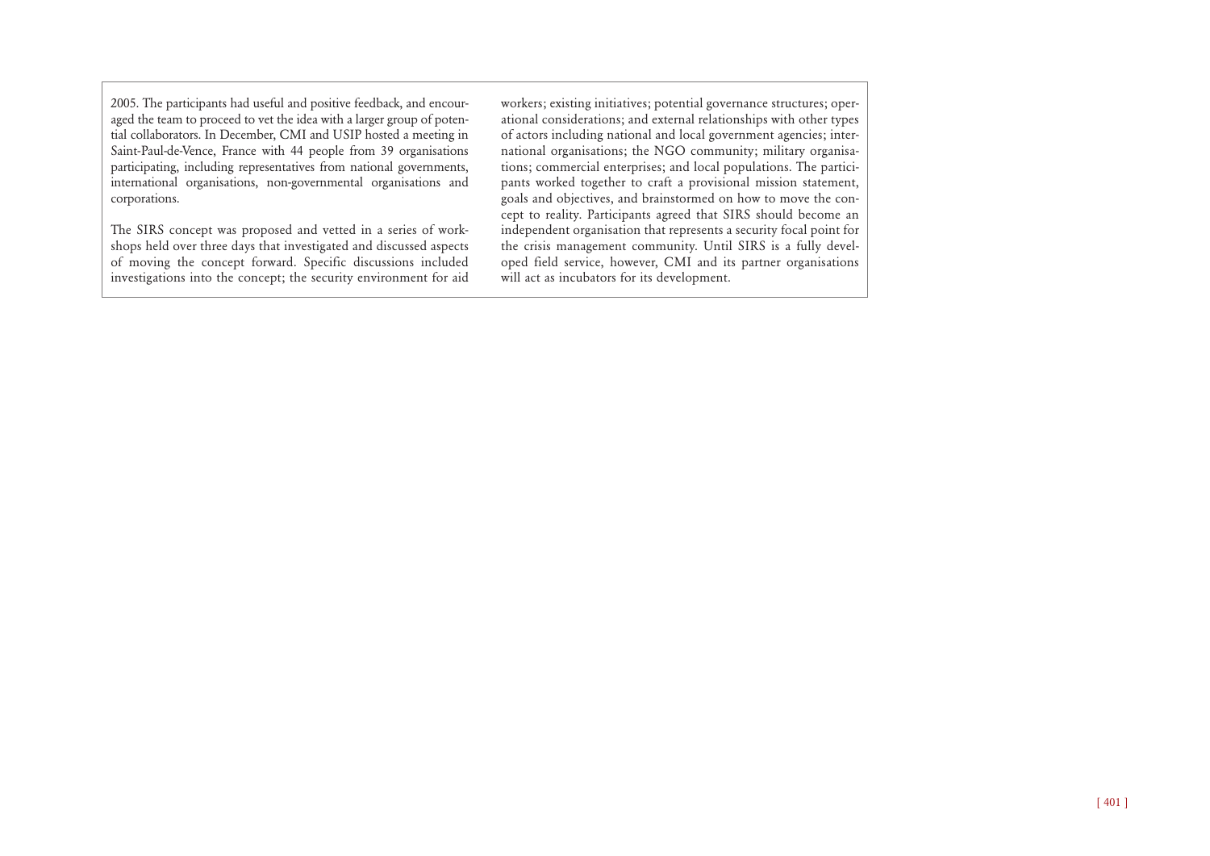2005. The participants had useful and positive feedback, and encouraged the team to proceed to vet the idea with a larger group of potential collaborators. In December, CMI and USIP hosted a meeting in Saint-Paul-de-Vence, France with 44 people from 39 organisations participating, including representatives from national governments, international organisations, non-governmental organisations and corporations.

The SIRS concept was proposed and vetted in a series of workshops held over three days that investigated and discussed aspects of moving the concept forward. Specific discussions included investigations into the concept; the security environment for aid workers; existing initiatives; potential governance structures; operational considerations; and external relationships with other types of actors including national and local government agencies; international organisations; the NGO community; military organisations; commercial enterprises; and local populations. The participants worked together to craft a provisional mission statement, goals and objectives, and brainstormed on how to move the concept to reality. Participants agreed that SIRS should become an independent organisation that represents a security focal point for the crisis management community. Until SIRS is a fully developed field service, however, CMI and its partner organisations will act as incubators for its development.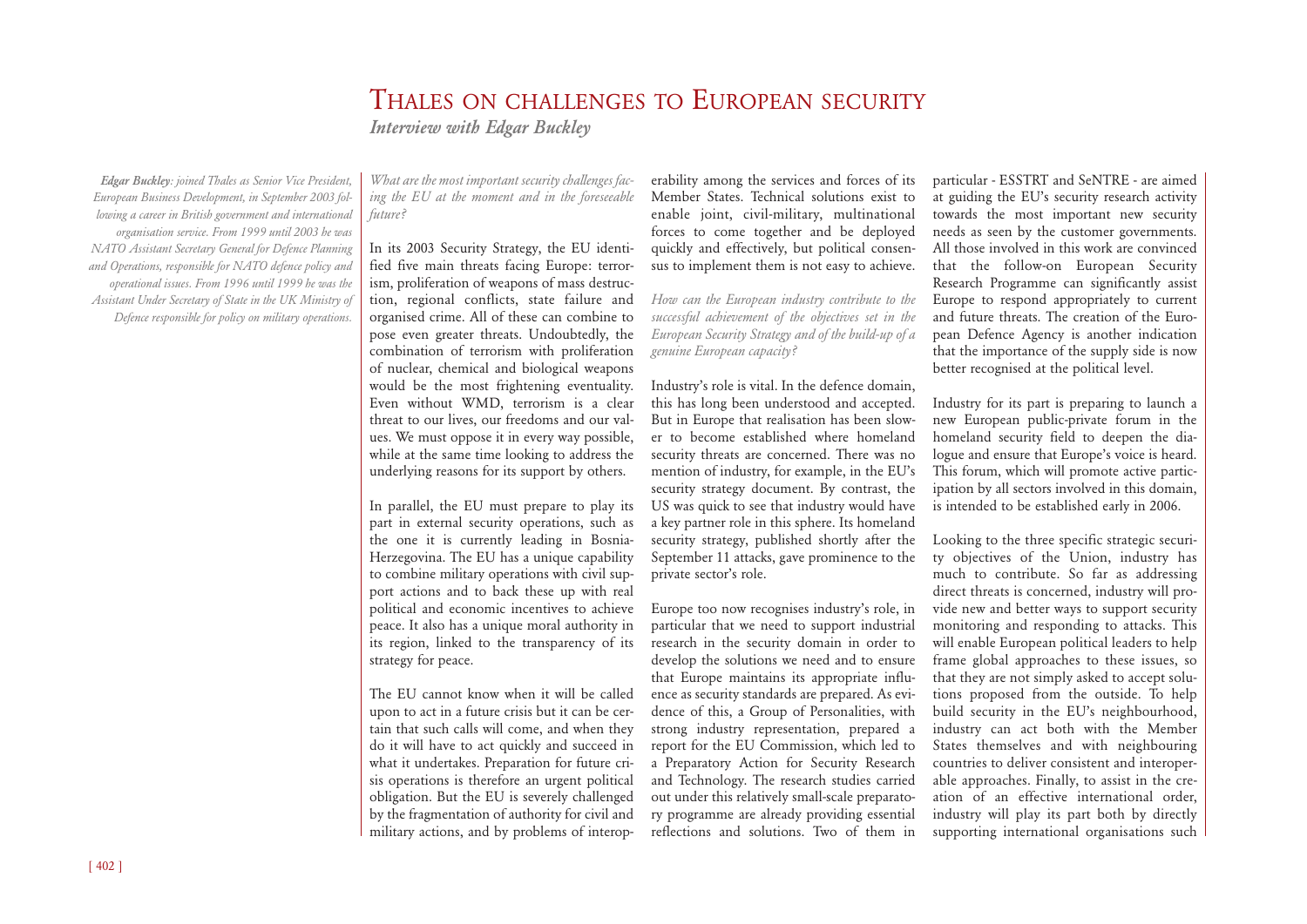# Thales on challenges to European security

*Interview with Edgar Buckley*

***Edgar Buckley**: joined Thales as Senior Vice President, European Business Development, in September 2003 following a career in British government and international organisation service. From 1999 until 2003 he was NATO Assistant Secretary General for Defence Planning and Operations, responsible for NATO defence policy and operational issues. From 1996 until 1999 he was the Assistant Under Secretary of State in the UK Ministry of Defence responsible for policy on military operations.*

*What are the most important security challenges facing the EU at the moment and in the foreseeable future?*

In its 2003 Security Strategy, the EU identified five main threats facing Europe: terrorism, proliferation of weapons of mass destruction, regional conflicts, state failure and organised crime. All of these can combine to pose even greater threats. Undoubtedly, the combination of terrorism with proliferation of nuclear, chemical and biological weapons would be the most frightening eventuality. Even without WMD, terrorism is a clear threat to our lives, our freedoms and our values. We must oppose it in every way possible, while at the same time looking to address the underlying reasons for its support by others.

In parallel, the EU must prepare to play its part in external security operations, such as the one it is currently leading in Bosnia-Herzegovina. The EU has a unique capability to combine military operations with civil support actions and to back these up with real political and economic incentives to achieve peace. It also has a unique moral authority in its region, linked to the transparency of its strategy for peace.

The EU cannot know when it will be called upon to act in a future crisis but it can be certain that such calls will come, and when they do it will have to act quickly and succeed in what it undertakes. Preparation for future crisis operations is therefore an urgent political obligation. But the EU is severely challenged by the fragmentation of authority for civil and military actions, and by problems of interoperability among the services and forces of its Member States. Technical solutions exist to enable joint, civil-military, multinational forces to come together and be deployed quickly and effectively, but political consensus to implement them is not easy to achieve.

*How can the European industry contribute to the successful achievement of the objectives set in the European Security Strategy and of the build-up of a genuine European capacity?*

Industry's role is vital. In the defence domain, this has long been understood and accepted. But in Europe that realisation has been slower to become established where homeland security threats are concerned. There was no mention of industry, for example, in the EU's security strategy document. By contrast, the US was quick to see that industry would have a key partner role in this sphere. Its homeland security strategy, published shortly after the September 11 attacks, gave prominence to the private sector's role.

Europe too now recognises industry's role, in particular that we need to support industrial research in the security domain in order to develop the solutions we need and to ensure that Europe maintains its appropriate influence as security standards are prepared. As evidence of this, a Group of Personalities, with strong industry representation, prepared a report for the EU Commission, which led to a Preparatory Action for Security Research and Technology. The research studies carried out under this relatively small-scale preparatory programme are already providing essential reflections and solutions. Two of them in particular - ESSTRT and SeNTRE - are aimed at guiding the EU's security research activity towards the most important new security needs as seen by the customer governments. All those involved in this work are convinced that the follow-on European Security Research Programme can significantly assist Europe to respond appropriately to current and future threats. The creation of the European Defence Agency is another indication that the importance of the supply side is now better recognised at the political level.

Industry for its part is preparing to launch a new European public-private forum in the homeland security field to deepen the dialogue and ensure that Europe's voice is heard. This forum, which will promote active participation by all sectors involved in this domain, is intended to be established early in 2006.

Looking to the three specific strategic security objectives of the Union, industry has much to contribute. So far as addressing direct threats is concerned, industry will provide new and better ways to support security monitoring and responding to attacks. This will enable European political leaders to help frame global approaches to these issues, so that they are not simply asked to accept solutions proposed from the outside. To help build security in the EU's neighbourhood, industry can act both with the Member States themselves and with neighbouring countries to deliver consistent and interoperable approaches. Finally, to assist in the creation of an effective international order, industry will play its part both by directly supporting international organisations such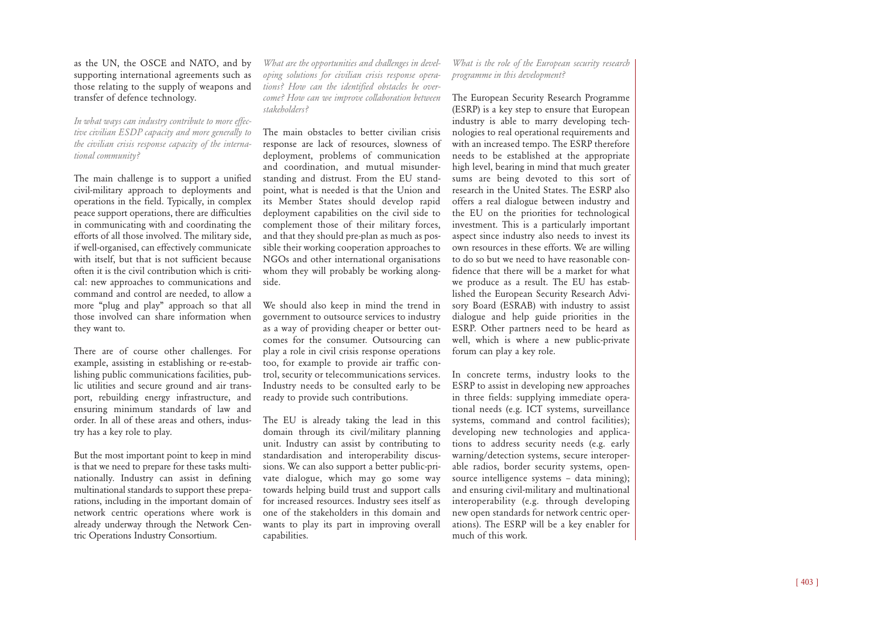as the UN, the OSCE and NATO, and by supporting international agreements such as those relating to the supply of weapons and transfer of defence technology.

*In what ways can industry contribute to more effective civilian ESDP capacity and more generally to the civilian crisis response capacity of the international community?*

The main challenge is to support a unified civil-military approach to deployments and operations in the field. Typically, in complex peace support operations, there are difficulties in communicating with and coordinating the efforts of all those involved. The military side, if well-organised, can effectively communicate with itself, but that is not sufficient because often it is the civil contribution which is critical: new approaches to communications and command and control are needed, to allow a more "plug and play" approach so that all those involved can share information when they want to.

There are of course other challenges. For example, assisting in establishing or re-establishing public communications facilities, public utilities and secure ground and air transport, rebuilding energy infrastructure, and ensuring minimum standards of law and order. In all of these areas and others, industry has a key role to play.

But the most important point to keep in mind is that we need to prepare for these tasks multinationally. Industry can assist in defining multinational standards to support these preparations, including in the important domain of network centric operations where work is already underway through the Network Centric Operations Industry Consortium.

*What are the opportunities and challenges in developing solutions for civilian crisis response operations? How can the identified obstacles be overcome? How can we improve collaboration between stakeholders?*

The main obstacles to better civilian crisis response are lack of resources, slowness of deployment, problems of communication and coordination, and mutual misunderstanding and distrust. From the EU standpoint, what is needed is that the Union and its Member States should develop rapid deployment capabilities on the civil side to complement those of their military forces, and that they should pre-plan as much as possible their working cooperation approaches to NGOs and other international organisations whom they will probably be working alongside.

We should also keep in mind the trend in government to outsource services to industry as a way of providing cheaper or better outcomes for the consumer. Outsourcing can play a role in civil crisis response operations too, for example to provide air traffic control, security or telecommunications services. Industry needs to be consulted early to be ready to provide such contributions.

The EU is already taking the lead in this domain through its civil/military planning unit. Industry can assist by contributing to standardisation and interoperability discussions. We can also support a better public-private dialogue, which may go some way towards helping build trust and support calls for increased resources. Industry sees itself as one of the stakeholders in this domain and wants to play its part in improving overall capabilities.

*What is the role of the European security research programme in this development?*

The European Security Research Programme (ESRP) is a key step to ensure that European industry is able to marry developing technologies to real operational requirements and with an increased tempo. The ESRP therefore needs to be established at the appropriate high level, bearing in mind that much greater sums are being devoted to this sort of research in the United States. The ESRP also offers a real dialogue between industry and the EU on the priorities for technological investment. This is a particularly important aspect since industry also needs to invest its own resources in these efforts. We are willing to do so but we need to have reasonable confidence that there will be a market for what we produce as a result. The EU has established the European Security Research Advisory Board (ESRAB) with industry to assist dialogue and help guide priorities in the ESRP. Other partners need to be heard as well, which is where a new public-private forum can play a key role.

In concrete terms, industry looks to the ESRP to assist in developing new approaches in three fields: supplying immediate operational needs (e.g. ICT systems, surveillance systems, command and control facilities); developing new technologies and applications to address security needs (e.g. early warning/detection systems, secure interoperable radios, border security systems, open-source intelligence systems – data mining); and ensuring civil-military and multinational interoperability (e.g. through developing new open standards for network centric operations). The ESRP will be a key enabler for much of this work.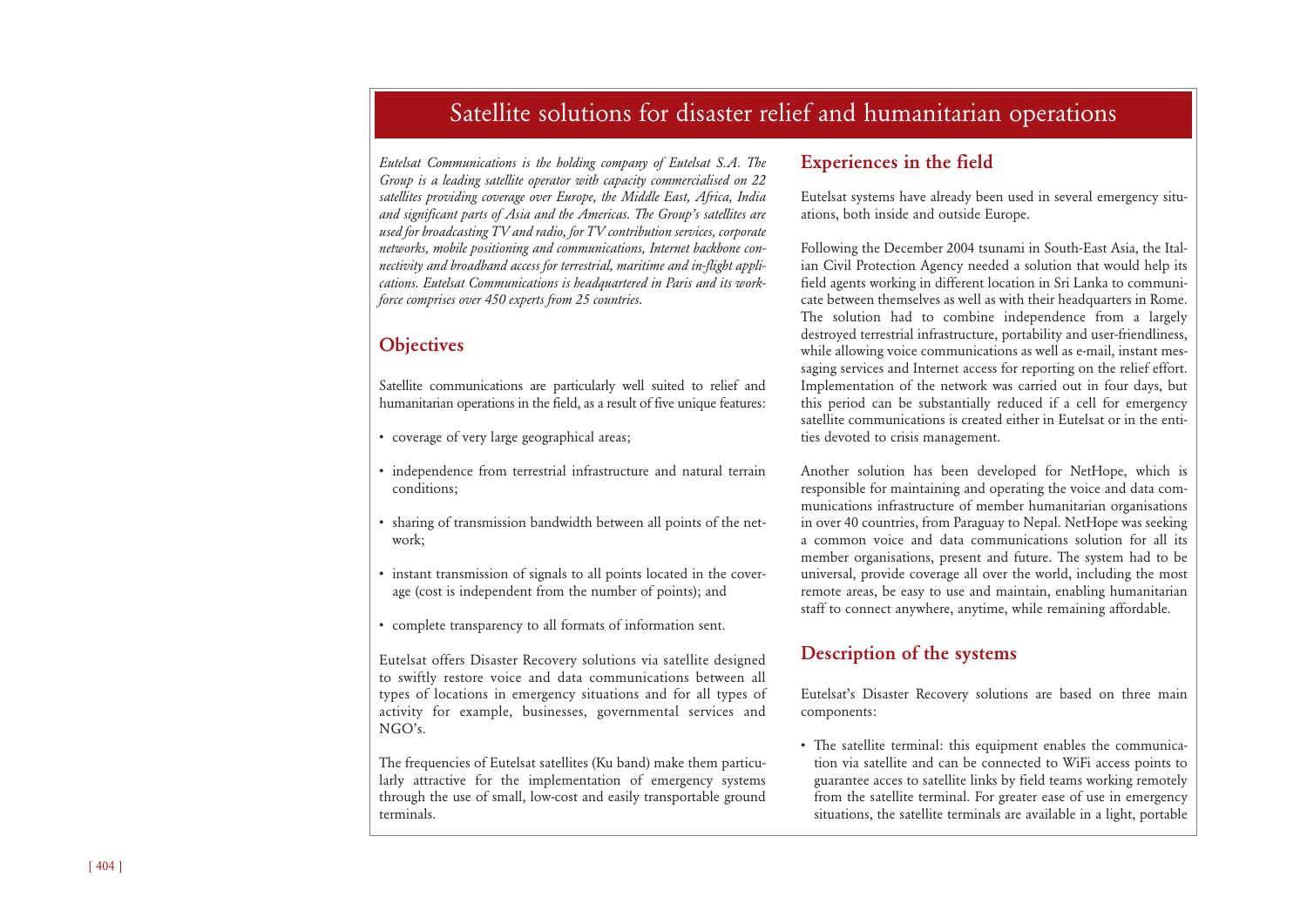# Satellite solutions for disaster relief and humanitarian operations

*Eutelsat Communications is the holding company of Eutelsat S.A. The Group is a leading satellite operator with capacity commercialised on 22 satellites providing coverage over Europe, the Middle East, Africa, India and significant parts of Asia and the Americas. The Group's satellites are used for broadcasting TV and radio, for TV contribution services, corporate networks, mobile positioning and communications, Internet backbone connectivity and broadband access for terrestrial, maritime and in-flight applications. Eutelsat Communications is headquartered in Paris and its workforce comprises over 450 experts from 25 countries.*

## Objectives

Satellite communications are particularly well suited to relief and humanitarian operations in the field, as a result of five unique features:

- coverage of very large geographical areas;
- independence from terrestrial infrastructure and natural terrain conditions;
- sharing of transmission bandwidth between all points of the network;
- instant transmission of signals to all points located in the coverage (cost is independent from the number of points); and
- complete transparency to all formats of information sent.

Eutelsat offers Disaster Recovery solutions via satellite designed to swiftly restore voice and data communications between all types of locations in emergency situations and for all types of activity for example, businesses, governmental services and NGO's.

The frequencies of Eutelsat satellites (Ku band) make them particularly attractive for the implementation of emergency systems through the use of small, low-cost and easily transportable ground terminals.

## Experiences in the field

Eutelsat systems have already been used in several emergency situations, both inside and outside Europe.

Following the December 2004 tsunami in South-East Asia, the Italian Civil Protection Agency needed a solution that would help its field agents working in different location in Sri Lanka to communicate between themselves as well as with their headquarters in Rome. The solution had to combine independence from a largely destroyed terrestrial infrastructure, portability and user-friendliness, while allowing voice communications as well as e-mail, instant messaging services and Internet access for reporting on the relief effort. Implementation of the network was carried out in four days, but this period can be substantially reduced if a cell for emergency satellite communications is created either in Eutelsat or in the entities devoted to crisis management.

Another solution has been developed for NetHope, which is responsible for maintaining and operating the voice and data communications infrastructure of member humanitarian organisations in over 40 countries, from Paraguay to Nepal. NetHope was seeking a common voice and data communications solution for all its member organisations, present and future. The system had to be universal, provide coverage all over the world, including the most remote areas, be easy to use and maintain, enabling humanitarian staff to connect anywhere, anytime, while remaining affordable.

## Description of the systems

Eutelsat's Disaster Recovery solutions are based on three main components:

- The satellite terminal: this equipment enables the communication via satellite and can be connected to WiFi access points to guarantee acces to satellite links by field teams working remotely from the satellite terminal. For greater ease of use in emergency situations, the satellite terminals are available in a light, portable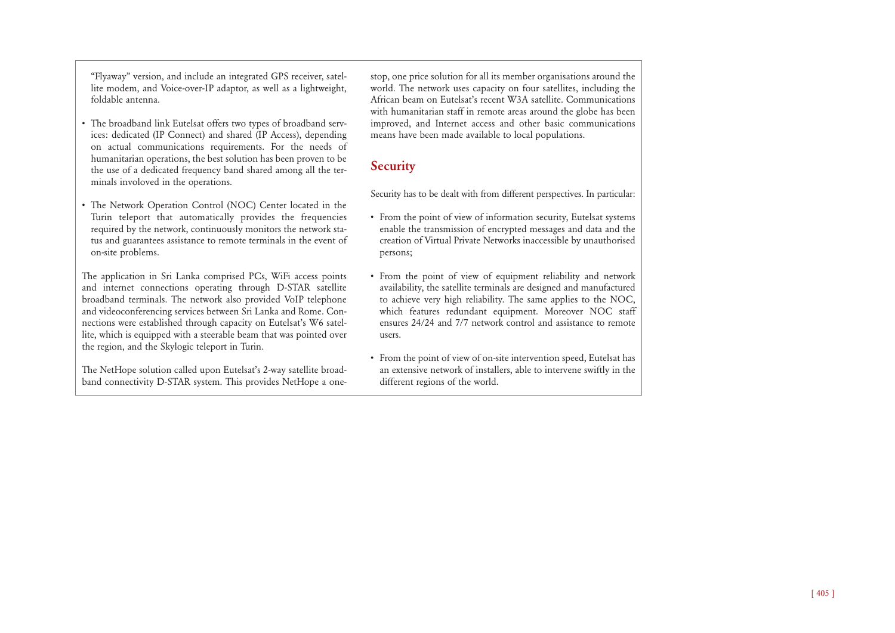"Flyaway" version, and include an integrated GPS receiver, satellite modem, and Voice-over-IP adaptor, as well as a lightweight, foldable antenna.

- The broadband link Eutelsat offers two types of broadband services: dedicated (IP Connect) and shared (IP Access), depending on actual communications requirements. For the needs of humanitarian operations, the best solution has been proven to be the use of a dedicated frequency band shared among all the terminals involoved in the operations.

- The Network Operation Control (NOC) Center located in the Turin teleport that automatically provides the frequencies required by the network, continuously monitors the network status and guarantees assistance to remote terminals in the event of on-site problems.

The application in Sri Lanka comprised PCs, WiFi access points and internet connections operating through D-STAR satellite broadband terminals. The network also provided VoIP telephone and videoconferencing services between Sri Lanka and Rome. Connections were established through capacity on Eutelsat's W6 satellite, which is equipped with a steerable beam that was pointed over the region, and the Skylogic teleport in Turin.

The NetHope solution called upon Eutelsat's 2-way satellite broadband connectivity D-STAR system. This provides NetHope a one-stop, one price solution for all its member organisations around the world. The network uses capacity on four satellites, including the African beam on Eutelsat's recent W3A satellite. Communications with humanitarian staff in remote areas around the globe has been improved, and Internet access and other basic communications means have been made available to local populations.

## Security

Security has to be dealt with from different perspectives. In particular:

- From the point of view of information security, Eutelsat systems enable the transmission of encrypted messages and data and the creation of Virtual Private Networks inaccessible by unauthorised persons;

- From the point of view of equipment reliability and network availability, the satellite terminals are designed and manufactured to achieve very high reliability. The same applies to the NOC, which features redundant equipment. Moreover NOC staff ensures 24/24 and 7/7 network control and assistance to remote users.

- From the point of view of on-site intervention speed, Eutelsat has an extensive network of installers, able to intervene swiftly in the different regions of the world.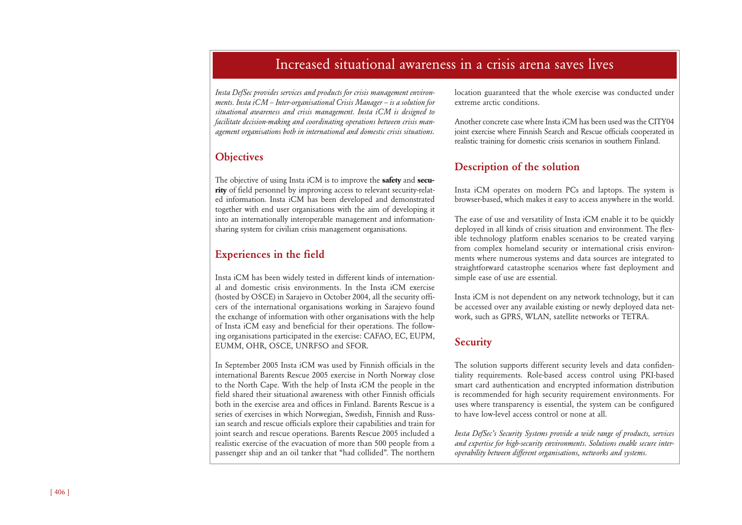# Increased situational awareness in a crisis arena saves lives

*Insta DefSec provides services and products for crisis management environments. Insta iCM – Inter-organisational Crisis Manager – is a solution for situational awareness and crisis management. Insta iCM is designed to facilitate decision-making and coordinating operations between crisis management organisations both in international and domestic crisis situations.*

## Objectives

The objective of using Insta iCM is to improve the **safety** and **security** of field personnel by improving access to relevant security-related information. Insta iCM has been developed and demonstrated together with end user organisations with the aim of developing it into an internationally interoperable management and information-sharing system for civilian crisis management organisations.

## Experiences in the field

Insta iCM has been widely tested in different kinds of international and domestic crisis environments. In the Insta iCM exercise (hosted by OSCE) in Sarajevo in October 2004, all the security officers of the international organisations working in Sarajevo found the exchange of information with other organisations with the help of Insta iCM easy and beneficial for their operations. The following organisations participated in the exercise: CAFAO, EC, EUPM, EUMM, OHR, OSCE, UNRFSO and SFOR.

In September 2005 Insta iCM was used by Finnish officials in the international Barents Rescue 2005 exercise in North Norway close to the North Cape. With the help of Insta iCM the people in the field shared their situational awareness with other Finnish officials both in the exercise area and offices in Finland. Barents Rescue is a series of exercises in which Norwegian, Swedish, Finnish and Russian search and rescue officials explore their capabilities and train for joint search and rescue operations. Barents Rescue 2005 included a realistic exercise of the evacuation of more than 500 people from a passenger ship and an oil tanker that "had collided". The northern location guaranteed that the whole exercise was conducted under extreme arctic conditions.

Another concrete case where Insta iCM has been used was the CITY04 joint exercise where Finnish Search and Rescue officials cooperated in realistic training for domestic crisis scenarios in southern Finland.

## Description of the solution

Insta iCM operates on modern PCs and laptops. The system is browser-based, which makes it easy to access anywhere in the world.

The ease of use and versatility of Insta iCM enable it to be quickly deployed in all kinds of crisis situation and environment. The flexible technology platform enables scenarios to be created varying from complex homeland security or international crisis environments where numerous systems and data sources are integrated to straightforward catastrophe scenarios where fast deployment and simple ease of use are essential.

Insta iCM is not dependent on any network technology, but it can be accessed over any available existing or newly deployed data network, such as GPRS, WLAN, satellite networks or TETRA.

## Security

The solution supports different security levels and data confidentiality requirements. Role-based access control using PKI-based smart card authentication and encrypted information distribution is recommended for high security requirement environments. For uses where transparency is essential, the system can be configured to have low-level access control or none at all.

*Insta DefSec's Security Systems provide a wide range of products, services and expertise for high-security environments. Solutions enable secure interoperability between different organisations, networks and systems.*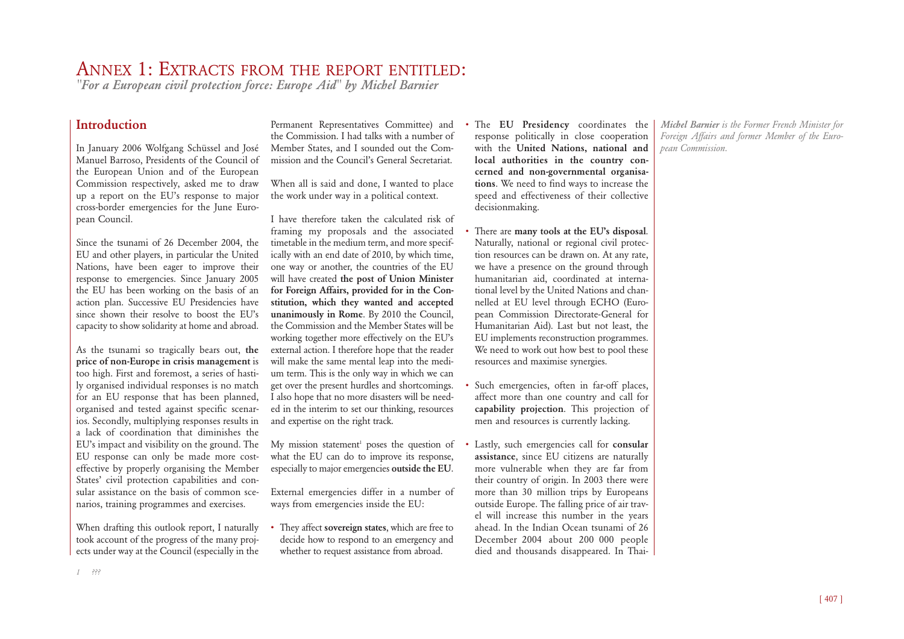# Annex 1: Extracts from the report entitled:

*"For a European civil protection force: Europe Aid" by Michel Barnier*

*Michel Barnier is the Former French Minister for Foreign Affairs and former Member of the European Commission.*

## Introduction

In January 2006 Wolfgang Schüssel and José Manuel Barroso, Presidents of the Council of the European Union and of the European Commission respectively, asked me to draw up a report on the EU's response to major cross-border emergencies for the June European Council.

Since the tsunami of 26 December 2004, the EU and other players, in particular the United Nations, have been eager to improve their response to emergencies. Since January 2005 the EU has been working on the basis of an action plan. Successive EU Presidencies have since shown their resolve to boost the EU's capacity to show solidarity at home and abroad.

As the tsunami so tragically bears out, **the price of non-Europe in crisis management** is too high. First and foremost, a series of hastily organised individual responses is no match for an EU response that has been planned, organised and tested against specific scenarios. Secondly, multiplying responses results in a lack of coordination that diminishes the EU's impact and visibility on the ground. The EU response can only be made more cost-effective by properly organising the Member States' civil protection capabilities and consular assistance on the basis of common scenarios, training programmes and exercises.

When drafting this outlook report, I naturally took account of the progress of the many projects under way at the Council (especially in the Permanent Representatives Committee) and the Commission. I had talks with a number of Member States, and I sounded out the Commission and the Council's General Secretariat.

When all is said and done, I wanted to place the work under way in a political context.

I have therefore taken the calculated risk of framing my proposals and the associated timetable in the medium term, and more specifically with an end date of 2010, by which time, one way or another, the countries of the EU will have created **the post of Union Minister for Foreign Affairs, provided for in the Constitution, which they wanted and accepted unanimously in Rome**. By 2010 the Council, the Commission and the Member States will be working together more effectively on the EU's external action. I therefore hope that the reader will make the same mental leap into the medium term. This is the only way in which we can get over the present hurdles and shortcomings. I also hope that no more disasters will be needed in the interim to set our thinking, resources and expertise on the right track.

My mission statement[1] poses the question of what the EU can do to improve its response, especially to major emergencies **outside the EU**.

External emergencies differ in a number of ways from emergencies inside the EU:

- They affect **sovereign states**, which are free to decide how to respond to an emergency and whether to request assistance from abroad.
- The **EU Presidency** coordinates the response politically in close cooperation with the **United Nations, national and local authorities in the country concerned and non-governmental organisations**. We need to find ways to increase the speed and effectiveness of their collective decisionmaking.
- There are **many tools at the EU's disposal**. Naturally, national or regional civil protection resources can be drawn on. At any rate, we have a presence on the ground through humanitarian aid, coordinated at international level by the United Nations and channelled at EU level through ECHO (European Commission Directorate-General for Humanitarian Aid). Last but not least, the EU implements reconstruction programmes. We need to work out how best to pool these resources and maximise synergies.
- Such emergencies, often in far-off places, affect more than one country and call for **capability projection**. This projection of men and resources is currently lacking.
- Lastly, such emergencies call for **consular assistance**, since EU citizens are naturally more vulnerable when they are far from their country of origin. In 2003 there were more than 30 million trips by Europeans outside Europe. The falling price of air travel will increase this number in the years ahead. In the Indian Ocean tsunami of 26 December 2004 about 200 000 people died and thousands disappeared. In Thai-

1 ???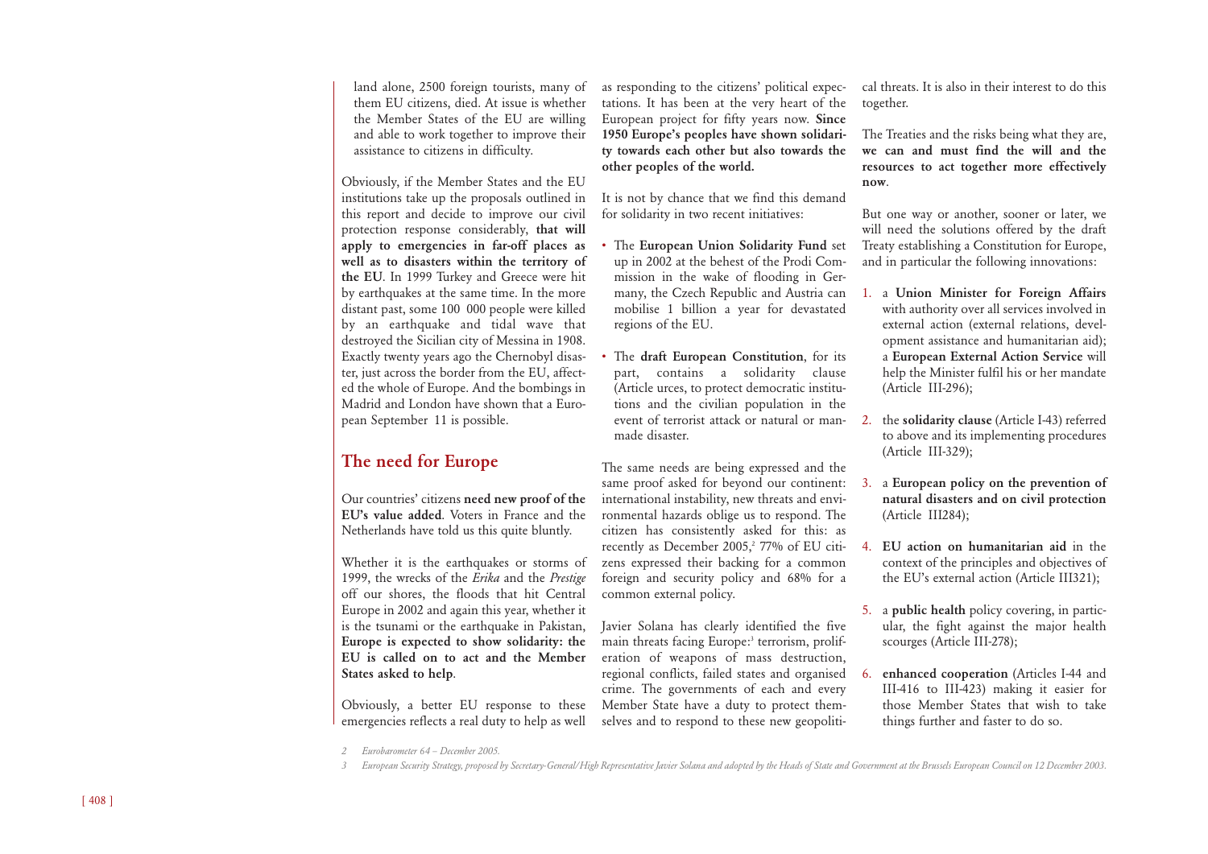land alone, 2500 foreign tourists, many of them EU citizens, died. At issue is whether the Member States of the EU are willing and able to work together to improve their assistance to citizens in difficulty.

Obviously, if the Member States and the EU institutions take up the proposals outlined in this report and decide to improve our civil protection response considerably, **that will apply to emergencies in far-off places as well as to disasters within the territory of the EU**. In 1999 Turkey and Greece were hit by earthquakes at the same time. In the more distant past, some 100 000 people were killed by an earthquake and tidal wave that destroyed the Sicilian city of Messina in 1908. Exactly twenty years ago the Chernobyl disaster, just across the border from the EU, affected the whole of Europe. And the bombings in Madrid and London have shown that a European September 11 is possible.

## The need for Europe

Our countries' citizens **need new proof of the EU's value added**. Voters in France and the Netherlands have told us this quite bluntly.

Whether it is the earthquakes or storms of 1999, the wrecks of the *Erika* and the *Prestige* off our shores, the floods that hit Central Europe in 2002 and again this year, whether it is the tsunami or the earthquake in Pakistan, **Europe is expected to show solidarity: the EU is called on to act and the Member States asked to help**.

Obviously, a better EU response to these emergencies reflects a real duty to help as well as responding to the citizens' political expectations. It has been at the very heart of the European project for fifty years now. **Since 1950 Europe's peoples have shown solidarity towards each other but also towards the other peoples of the world.**

It is not by chance that we find this demand for solidarity in two recent initiatives:

- The **European Union Solidarity Fund** set up in 2002 at the behest of the Prodi Commission in the wake of flooding in Germany, the Czech Republic and Austria can mobilise 1 billion a year for devastated regions of the EU.
- The **draft European Constitution**, for its part, contains a solidarity clause (Article urces, to protect democratic institutions and the civilian population in the event of terrorist attack or natural or man-made disaster.

The same needs are being expressed and the same proof asked for beyond our continent: international instability, new threats and environmental hazards oblige us to respond. The citizen has consistently asked for this: as recently as December 2005,[2] 77% of EU citizens expressed their backing for a common foreign and security policy and 68% for a common external policy.

Javier Solana has clearly identified the five main threats facing Europe:[3] terrorism, proliferation of weapons of mass destruction, regional conflicts, failed states and organised crime. The governments of each and every Member State have a duty to protect themselves and to respond to these new geopolitical threats. It is also in their interest to do this together.

The Treaties and the risks being what they are, **we can and must find the will and the resources to act together more effectively now**.

But one way or another, sooner or later, we will need the solutions offered by the draft Treaty establishing a Constitution for Europe, and in particular the following innovations:

1. a **Union Minister for Foreign Affairs** with authority over all services involved in external action (external relations, development assistance and humanitarian aid); a **European External Action Service** will help the Minister fulfil his or her mandate (Article III-296);
2. the **solidarity clause** (Article I-43) referred to above and its implementing procedures (Article III-329);
3. a **European policy on the prevention of natural disasters and on civil protection** (Article III284);
4. **EU action on humanitarian aid** in the context of the principles and objectives of the EU's external action (Article III321);
5. a **public health** policy covering, in particular, the fight against the major health scourges (Article III-278);
6. **enhanced cooperation** (Articles I-44 and III-416 to III-423) making it easier for those Member States that wish to take things further and faster to do so.

2 *Eurobarometer 64 – December 2005.*

3 *European Security Strategy, proposed by Secretary-General/High Representative Javier Solana and adopted by the Heads of State and Government at the Brussels European Council on 12 December 2003.*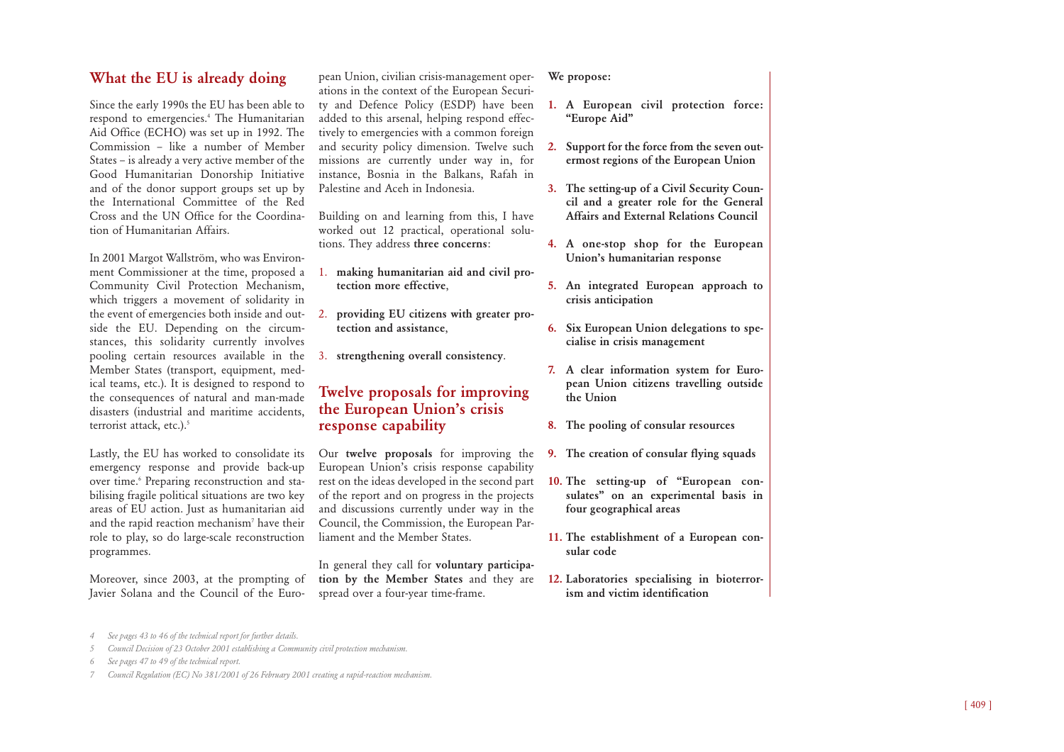## What the EU is already doing

Since the early 1990s the EU has been able to respond to emergencies.[4] The Humanitarian Aid Office (ECHO) was set up in 1992. The Commission – like a number of Member States – is already a very active member of the Good Humanitarian Donorship Initiative and of the donor support groups set up by the International Committee of the Red Cross and the UN Office for the Coordination of Humanitarian Affairs.

In 2001 Margot Wallström, who was Environment Commissioner at the time, proposed a Community Civil Protection Mechanism, which triggers a movement of solidarity in the event of emergencies both inside and outside the EU. Depending on the circumstances, this solidarity currently involves pooling certain resources available in the Member States (transport, equipment, medical teams, etc.). It is designed to respond to the consequences of natural and man-made disasters (industrial and maritime accidents, terrorist attack, etc.).[5]

Lastly, the EU has worked to consolidate its emergency response and provide back-up over time.[6] Preparing reconstruction and stabilising fragile political situations are two key areas of EU action. Just as humanitarian aid and the rapid reaction mechanism[7] have their role to play, so do large-scale reconstruction programmes.

Moreover, since 2003, at the prompting of Javier Solana and the Council of the European Union, civilian crisis-management operations in the context of the European Security and Defence Policy (ESDP) have been added to this arsenal, helping respond effectively to emergencies with a common foreign and security policy dimension. Twelve such missions are currently under way in, for instance, Bosnia in the Balkans, Rafah in Palestine and Aceh in Indonesia.

Building on and learning from this, I have worked out 12 practical, operational solutions. They address **three concerns**:

1. **making humanitarian aid and civil protection more effective**,
2. **providing EU citizens with greater protection and assistance**,
3. **strengthening overall consistency**.

## Twelve proposals for improving the European Union's crisis response capability

Our **twelve proposals** for improving the European Union's crisis response capability rest on the ideas developed in the second part of the report and on progress in the projects and discussions currently under way in the Council, the Commission, the European Parliament and the Member States.

In general they call for **voluntary participation by the Member States** and they are spread over a four-year time-frame.

**We propose:**

1. **A European civil protection force: "Europe Aid"**
2. **Support for the force from the seven outermost regions of the European Union**
3. **The setting-up of a Civil Security Council and a greater role for the General Affairs and External Relations Council**
4. **A one-stop shop for the European Union's humanitarian response**
5. **An integrated European approach to crisis anticipation**
6. **Six European Union delegations to specialise in crisis management**
7. **A clear information system for European Union citizens travelling outside the Union**
8. **The pooling of consular resources**
9. **The creation of consular flying squads**
10. **The setting-up of "European consulates" on an experimental basis in four geographical areas**
11. **The establishment of a European consular code**
12. **Laboratories specialising in bioterrorism and victim identification**

---

*4 See pages 43 to 46 of the technical report for further details.*

*5 Council Decision of 23 October 2001 establishing a Community civil protection mechanism.*

*6 See pages 47 to 49 of the technical report.*

*7 Council Regulation (EC) No 381/2001 of 26 February 2001 creating a rapid-reaction mechanism.*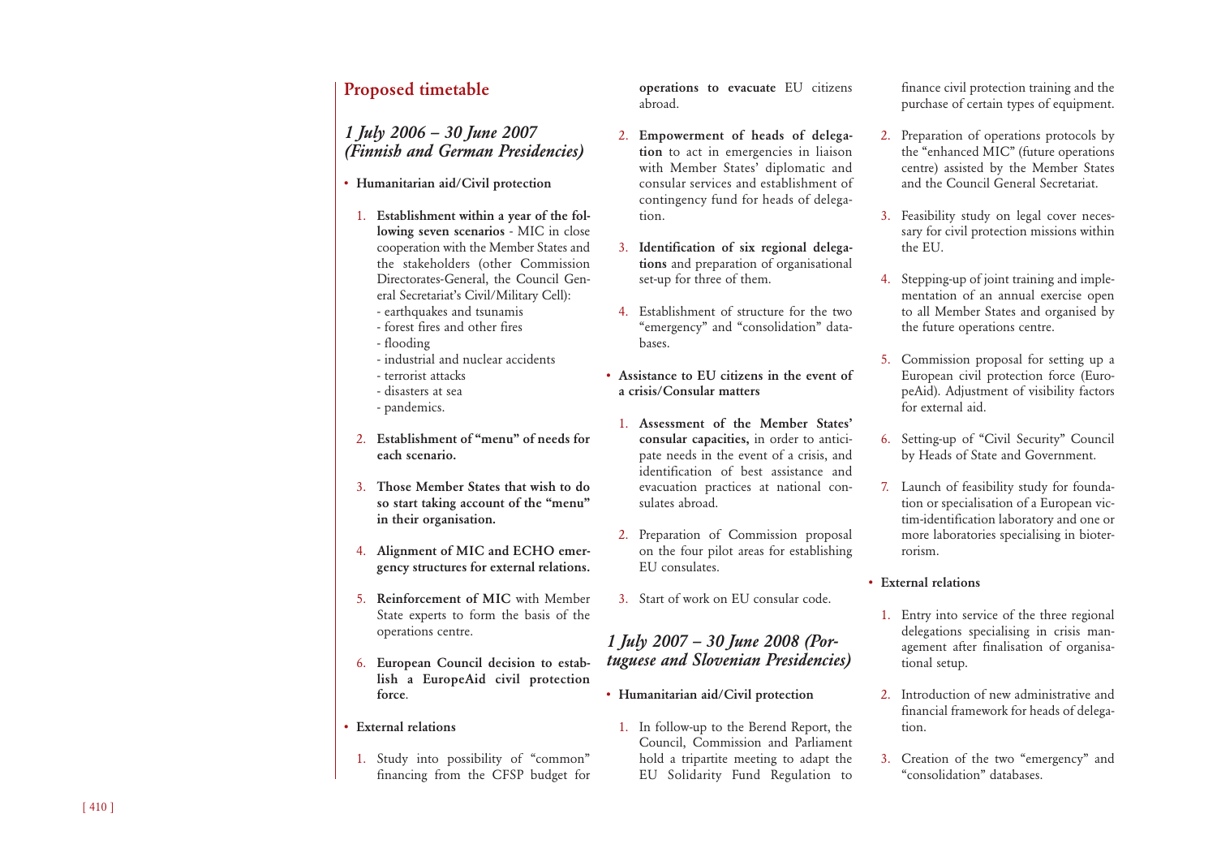## Proposed timetable

### *1 July 2006 – 30 June 2007 (Finnish and German Presidencies)*

- **Humanitarian aid/Civil protection**

  1. **Establishment within a year of the following seven scenarios** - MIC in close cooperation with the Member States and the stakeholders (other Commission Directorates-General, the Council General Secretariat's Civil/Military Cell):
     - earthquakes and tsunamis
     - forest fires and other fires
     - flooding
     - industrial and nuclear accidents
     - terrorist attacks
     - disasters at sea
     - pandemics.
  2. **Establishment of "menu" of needs for each scenario.**
  3. **Those Member States that wish to do so start taking account of the "menu" in their organisation.**
  4. **Alignment of MIC and ECHO emergency structures for external relations.**
  5. **Reinforcement of MIC** with Member State experts to form the basis of the operations centre.
  6. **European Council decision to establish a EuropeAid civil protection force**.

- **External relations**

  1. Study into possibility of "common" financing from the CFSP budget for **operations to evacuate** EU citizens abroad.
  2. **Empowerment of heads of delegation** to act in emergencies in liaison with Member States' diplomatic and consular services and establishment of contingency fund for heads of delegation.
  3. **Identification of six regional delegations** and preparation of organisational set-up for three of them.
  4. Establishment of structure for the two "emergency" and "consolidation" databases.

- **Assistance to EU citizens in the event of a crisis/Consular matters**

  1. **Assessment of the Member States' consular capacities,** in order to anticipate needs in the event of a crisis, and identification of best assistance and evacuation practices at national consulates abroad.
  2. Preparation of Commission proposal on the four pilot areas for establishing EU consulates.
  3. Start of work on EU consular code.

### *1 July 2007 – 30 June 2008 (Portuguese and Slovenian Presidencies)*

- **Humanitarian aid/Civil protection**

  1. In follow-up to the Berend Report, the Council, Commission and Parliament hold a tripartite meeting to adapt the EU Solidarity Fund Regulation to finance civil protection training and the purchase of certain types of equipment.
  2. Preparation of operations protocols by the "enhanced MIC" (future operations centre) assisted by the Member States and the Council General Secretariat.
  3. Feasibility study on legal cover necessary for civil protection missions within the EU.
  4. Stepping-up of joint training and implementation of an annual exercise open to all Member States and organised by the future operations centre.
  5. Commission proposal for setting up a European civil protection force (EuropeAid). Adjustment of visibility factors for external aid.
  6. Setting-up of "Civil Security" Council by Heads of State and Government.
  7. Launch of feasibility study for foundation or specialisation of a European victim-identification laboratory and one or more laboratories specialising in bioterrorism.

- **External relations**

  1. Entry into service of the three regional delegations specialising in crisis management after finalisation of organisational setup.
  2. Introduction of new administrative and financial framework for heads of delegation.
  3. Creation of the two "emergency" and "consolidation" databases.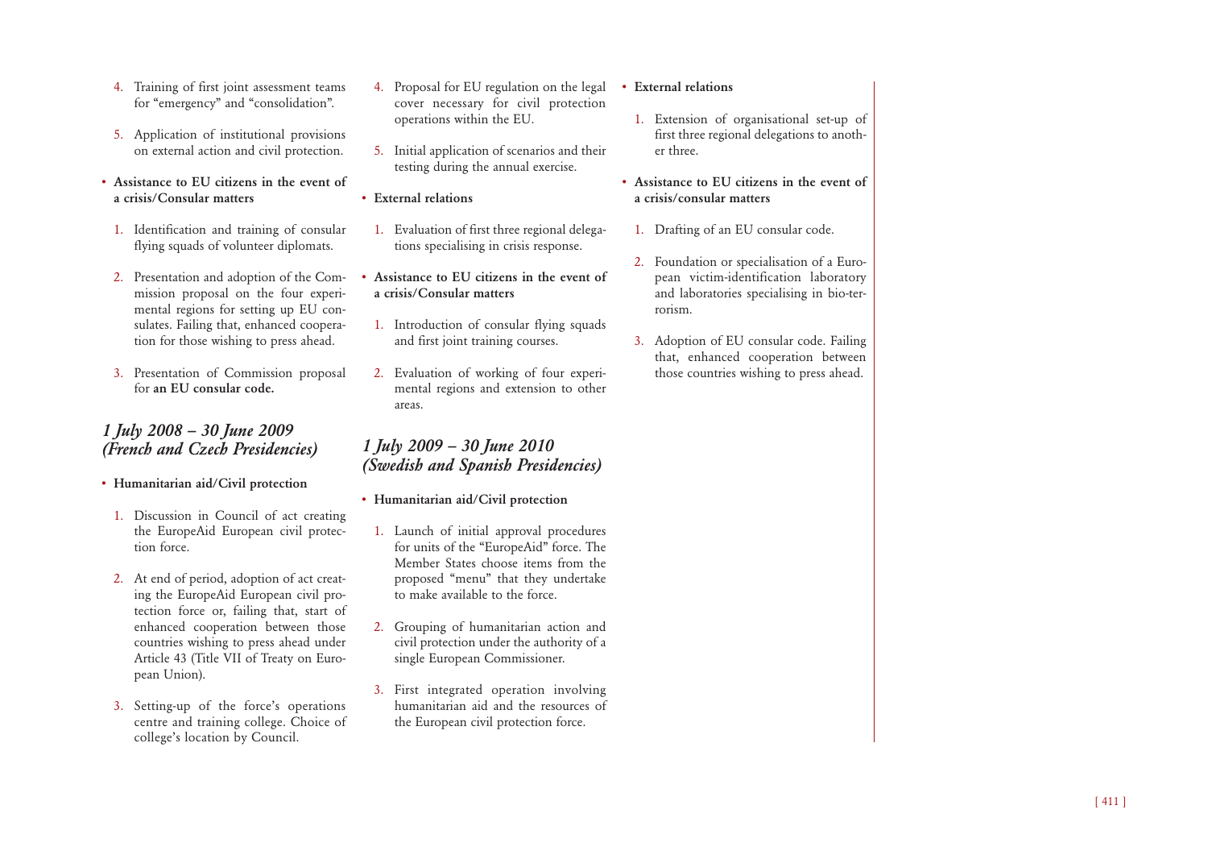4. Training of first joint assessment teams for "emergency" and "consolidation".

5. Application of institutional provisions on external action and civil protection.

- **Assistance to EU citizens in the event of a crisis/Consular matters**

1. Identification and training of consular flying squads of volunteer diplomats.

2. Presentation and adoption of the Commission proposal on the four experimental regions for setting up EU consulates. Failing that, enhanced cooperation for those wishing to press ahead.

3. Presentation of Commission proposal for **an EU consular code.**

## *1 July 2008 – 30 June 2009 (French and Czech Presidencies)*

- **Humanitarian aid/Civil protection**

1. Discussion in Council of act creating the EuropeAid European civil protection force.

2. At end of period, adoption of act creating the EuropeAid European civil protection force or, failing that, start of enhanced cooperation between those countries wishing to press ahead under Article 43 (Title VII of Treaty on European Union).

3. Setting-up of the force's operations centre and training college. Choice of college's location by Council.

4. Proposal for EU regulation on the legal cover necessary for civil protection operations within the EU.

5. Initial application of scenarios and their testing during the annual exercise.

- **External relations**

1. Evaluation of first three regional delegations specialising in crisis response.

- **Assistance to EU citizens in the event of a crisis/Consular matters**

1. Introduction of consular flying squads and first joint training courses.

2. Evaluation of working of four experimental regions and extension to other areas.

## *1 July 2009 – 30 June 2010 (Swedish and Spanish Presidencies)*

- **Humanitarian aid/Civil protection**

1. Launch of initial approval procedures for units of the "EuropeAid" force. The Member States choose items from the proposed "menu" that they undertake to make available to the force.

2. Grouping of humanitarian action and civil protection under the authority of a single European Commissioner.

3. First integrated operation involving humanitarian aid and the resources of the European civil protection force.

- **External relations**

1. Extension of organisational set-up of first three regional delegations to another three.

- **Assistance to EU citizens in the event of a crisis/consular matters**

1. Drafting of an EU consular code.

2. Foundation or specialisation of a European victim-identification laboratory and laboratories specialising in bio-terrorism.

3. Adoption of EU consular code. Failing that, enhanced cooperation between those countries wishing to press ahead.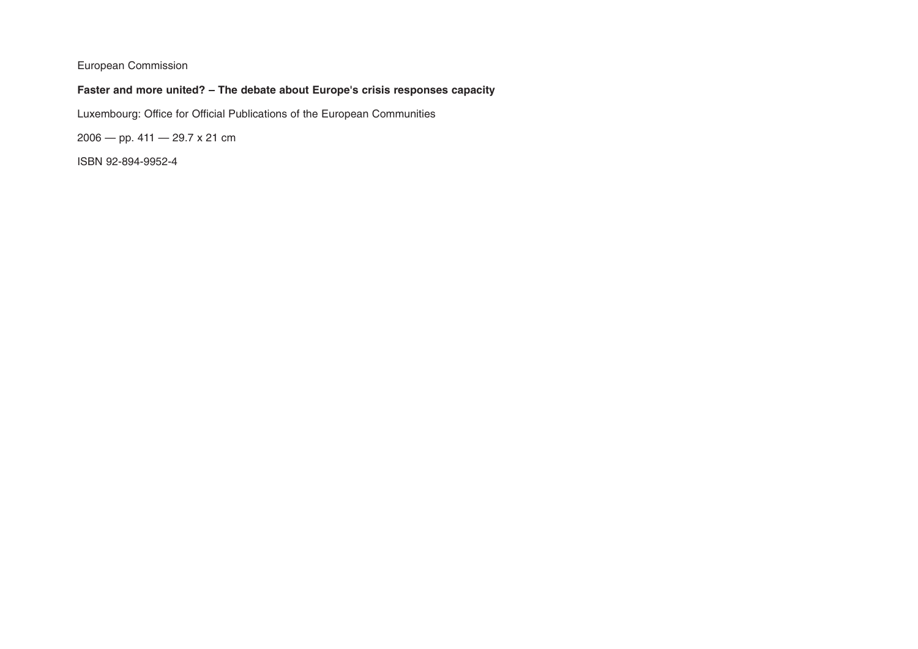European Commission

**Faster and more united? – The debate about Europe's crisis responses capacity**

Luxembourg: Office for Official Publications of the European Communities

2006 — pp. 411 — 29.7 x 21 cm

ISBN 92-894-9952-4